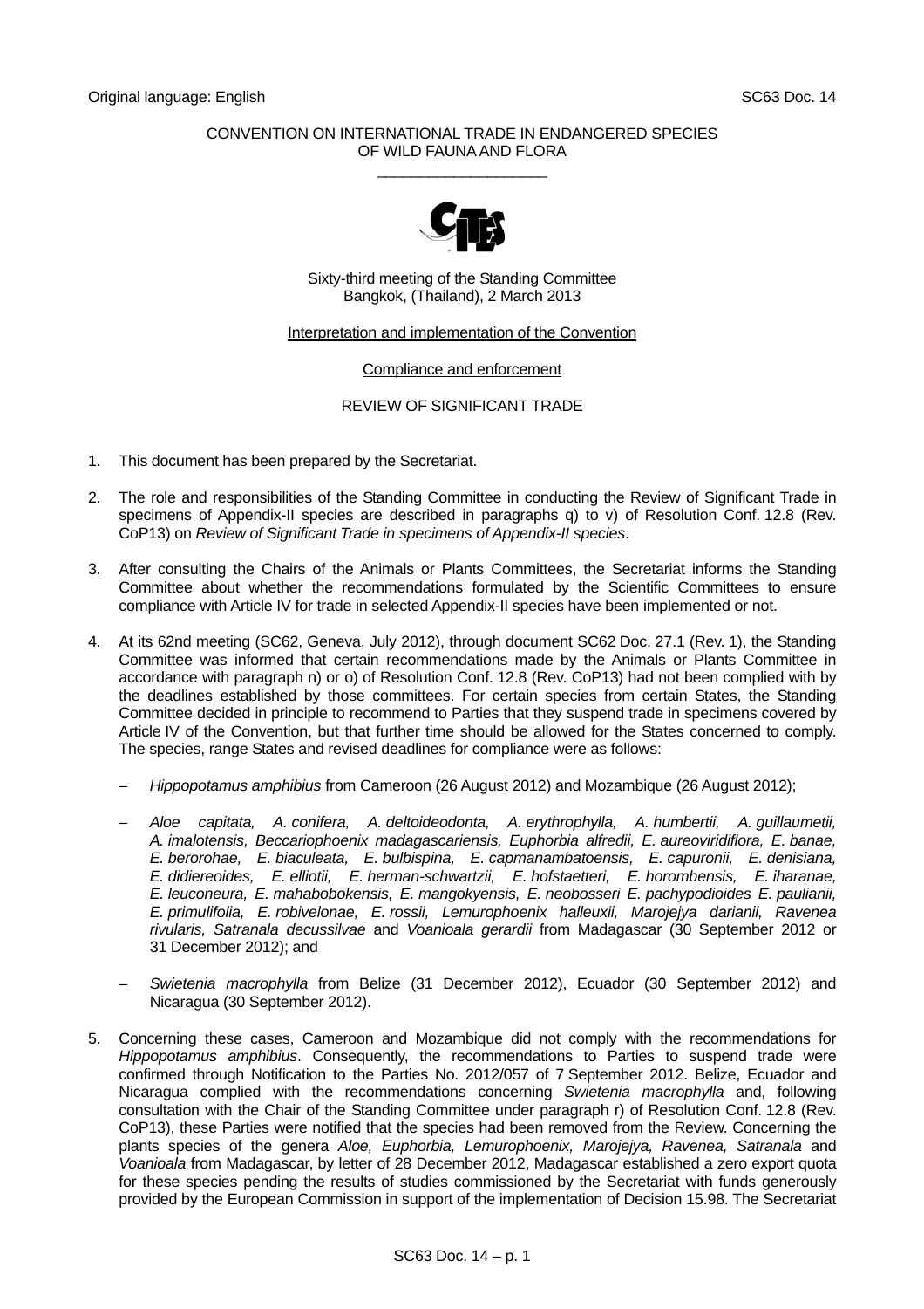Original language: English SC63 Doc. 14

CONVENTION ON INTERNATIONAL TRADE IN ENDANGERED SPECIES
OF WILD FAUNA AND FLORA
\_\_\_\_\_\_\_\_\_\_\_\_\_\_\_\_\_\_\_\_

Sixty-third meeting of the Standing Committee
Bangkok, (Thailand), 2 March 2013

Interpretation and implementation of the Convention

Compliance and enforcement

REVIEW OF SIGNIFICANT TRADE

1. This document has been prepared by the Secretariat.

2. The role and responsibilities of the Standing Committee in conducting the Review of Significant Trade in specimens of Appendix-II species are described in paragraphs q) to v) of Resolution Conf. 12.8 (Rev. CoP13) on *Review of Significant Trade in specimens of Appendix-II species*.

3. After consulting the Chairs of the Animals or Plants Committees, the Secretariat informs the Standing Committee about whether the recommendations formulated by the Scientific Committees to ensure compliance with Article IV for trade in selected Appendix-II species have been implemented or not.

4. At its 62nd meeting (SC62, Geneva, July 2012), through document SC62 Doc. 27.1 (Rev. 1), the Standing Committee was informed that certain recommendations made by the Animals or Plants Committee in accordance with paragraph n) or o) of Resolution Conf. 12.8 (Rev. CoP13) had not been complied with by the deadlines established by those committees. For certain species from certain States, the Standing Committee decided in principle to recommend to Parties that they suspend trade in specimens covered by Article IV of the Convention, but that further time should be allowed for the States concerned to comply. The species, range States and revised deadlines for compliance were as follows:

   – *Hippopotamus amphibius* from Cameroon (26 August 2012) and Mozambique (26 August 2012);

   – *Aloe capitata, A. conifera, A. deltoideodonta, A. erythrophylla, A. humbertii, A. guillaumetii, A. imalotensis, Beccariophoenix madagascariensis, Euphorbia alfredii, E. aureoviridiflora, E. banae, E. berorohae, E. biaculeata, E. bulbispina, E. capmanambatoensis, E. capuronii, E. denisiana, E. didiereoides, E. elliotii, E. herman-schwartzii, E. hofstaetteri, E. horombensis, E. iharanae, E. leuconeura, E. mahabobokensis, E. mangokyensis, E. neobosseri E. pachypodioides E. paulianii, E. primulifolia, E. robivelonae, E. rossii, Lemurophoenix halleuxii, Marojejya darianii, Ravenea rivularis, Satranala decussilvae* and *Voanioala gerardii* from Madagascar (30 September 2012 or 31 December 2012); and

   – *Swietenia macrophylla* from Belize (31 December 2012), Ecuador (30 September 2012) and Nicaragua (30 September 2012).

5. Concerning these cases, Cameroon and Mozambique did not comply with the recommendations for *Hippopotamus amphibius*. Consequently, the recommendations to Parties to suspend trade were confirmed through Notification to the Parties No. 2012/057 of 7 September 2012. Belize, Ecuador and Nicaragua complied with the recommendations concerning *Swietenia macrophylla* and, following consultation with the Chair of the Standing Committee under paragraph r) of Resolution Conf. 12.8 (Rev. CoP13), these Parties were notified that the species had been removed from the Review. Concerning the plants species of the genera *Aloe, Euphorbia, Lemurophoenix, Marojejya, Ravenea, Satranala* and *Voanioala* from Madagascar, by letter of 28 December 2012, Madagascar established a zero export quota for these species pending the results of studies commissioned by the Secretariat with funds generously provided by the European Commission in support of the implementation of Decision 15.98. The Secretariat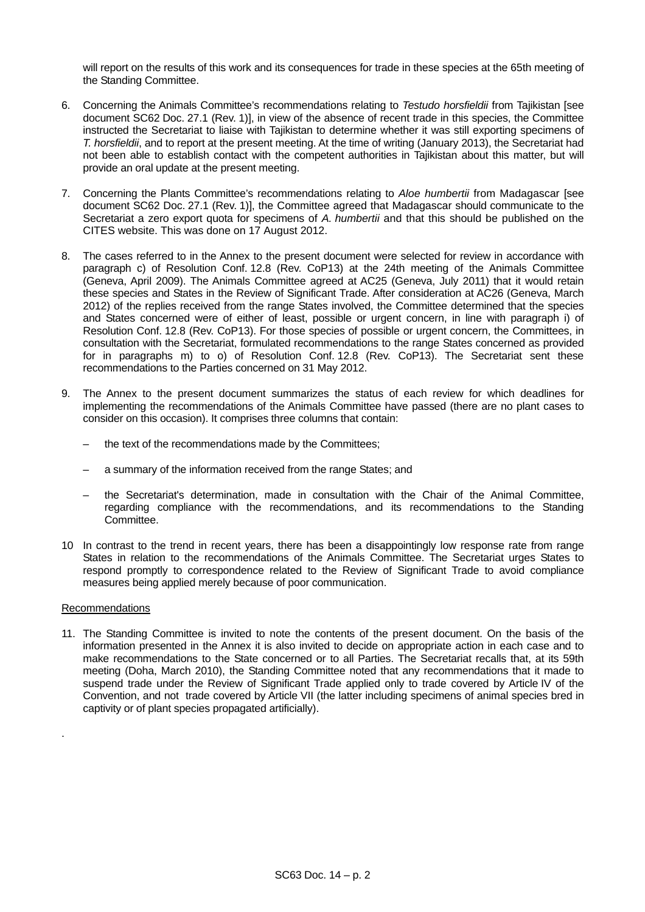will report on the results of this work and its consequences for trade in these species at the 65th meeting of the Standing Committee.

6. Concerning the Animals Committee's recommendations relating to *Testudo horsfieldii* from Tajikistan [see document SC62 Doc. 27.1 (Rev. 1)], in view of the absence of recent trade in this species, the Committee instructed the Secretariat to liaise with Tajikistan to determine whether it was still exporting specimens of *T. horsfieldii*, and to report at the present meeting. At the time of writing (January 2013), the Secretariat had not been able to establish contact with the competent authorities in Tajikistan about this matter, but will provide an oral update at the present meeting.

7. Concerning the Plants Committee's recommendations relating to *Aloe humbertii* from Madagascar [see document SC62 Doc. 27.1 (Rev. 1)], the Committee agreed that Madagascar should communicate to the Secretariat a zero export quota for specimens of *A. humbertii* and that this should be published on the CITES website. This was done on 17 August 2012.

8. The cases referred to in the Annex to the present document were selected for review in accordance with paragraph c) of Resolution Conf. 12.8 (Rev. CoP13) at the 24th meeting of the Animals Committee (Geneva, April 2009). The Animals Committee agreed at AC25 (Geneva, July 2011) that it would retain these species and States in the Review of Significant Trade. After consideration at AC26 (Geneva, March 2012) of the replies received from the range States involved, the Committee determined that the species and States concerned were of either of least, possible or urgent concern, in line with paragraph i) of Resolution Conf. 12.8 (Rev. CoP13). For those species of possible or urgent concern, the Committees, in consultation with the Secretariat, formulated recommendations to the range States concerned as provided for in paragraphs m) to o) of Resolution Conf. 12.8 (Rev. CoP13). The Secretariat sent these recommendations to the Parties concerned on 31 May 2012.

9. The Annex to the present document summarizes the status of each review for which deadlines for implementing the recommendations of the Animals Committee have passed (there are no plant cases to consider on this occasion). It comprises three columns that contain:

   – the text of the recommendations made by the Committees;

   – a summary of the information received from the range States; and

   – the Secretariat's determination, made in consultation with the Chair of the Animal Committee, regarding compliance with the recommendations, and its recommendations to the Standing Committee.

10 In contrast to the trend in recent years, there has been a disappointingly low response rate from range States in relation to the recommendations of the Animals Committee. The Secretariat urges States to respond promptly to correspondence related to the Review of Significant Trade to avoid compliance measures being applied merely because of poor communication.

Recommendations

11. The Standing Committee is invited to note the contents of the present document. On the basis of the information presented in the Annex it is also invited to decide on appropriate action in each case and to make recommendations to the State concerned or to all Parties. The Secretariat recalls that, at its 59th meeting (Doha, March 2010), the Standing Committee noted that any recommendations that it made to suspend trade under the Review of Significant Trade applied only to trade covered by Article IV of the Convention, and not trade covered by Article VII (the latter including specimens of animal species bred in captivity or of plant species propagated artificially).

.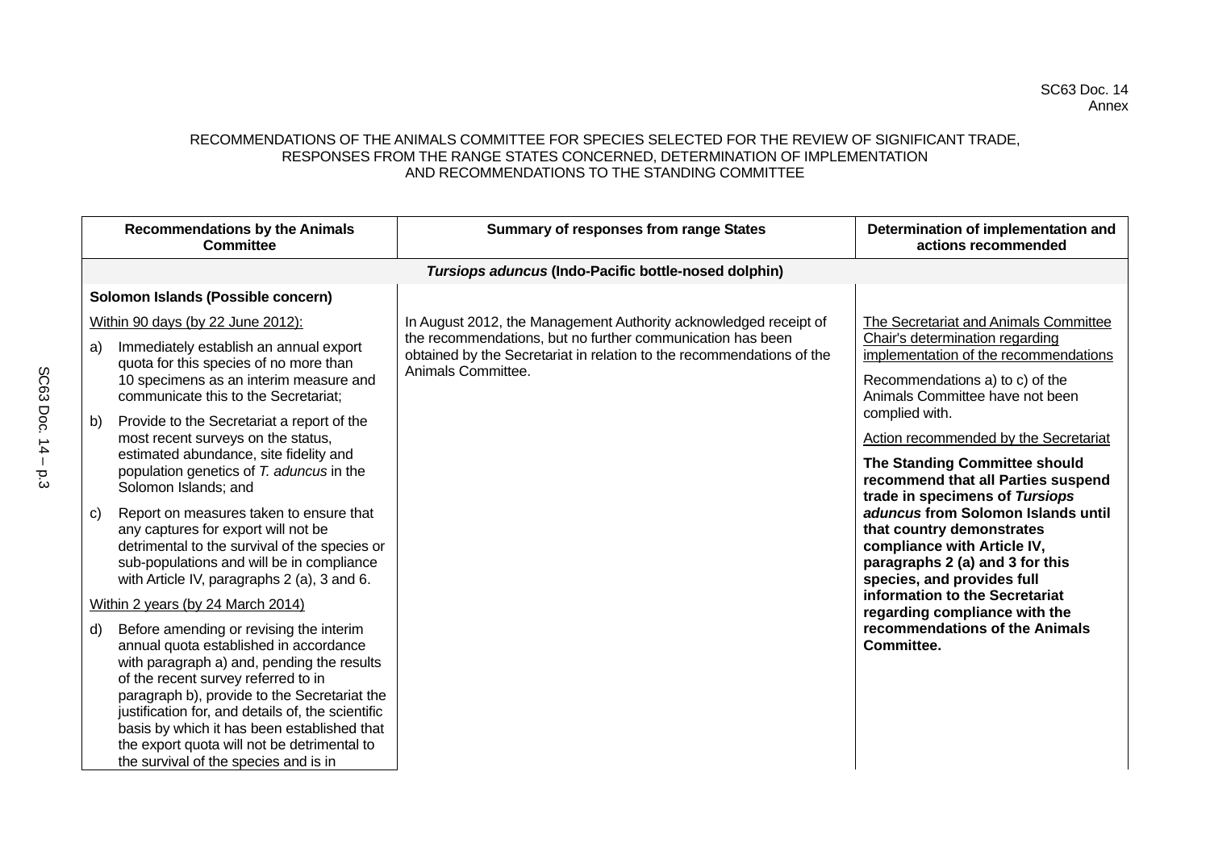SC63 Doc. 14
Annex

RECOMMENDATIONS OF THE ANIMALS COMMITTEE FOR SPECIES SELECTED FOR THE REVIEW OF SIGNIFICANT TRADE, RESPONSES FROM THE RANGE STATES CONCERNED, DETERMINATION OF IMPLEMENTATION AND RECOMMENDATIONS TO THE STANDING COMMITTEE

| Recommendations by the Animals Committee | Summary of responses from range States | Determination of implementation and actions recommended |
|---|---|---|
| ***Tursiops aduncus* (Indo-Pacific bottle-nosed dolphin)** | | |
| **Solomon Islands (Possible concern)**<br><br>Within 90 days (by 22 June 2012):<br><br>a) Immediately establish an annual export quota for this species of no more than 10 specimens as an interim measure and communicate this to the Secretariat;<br><br>b) Provide to the Secretariat a report of the most recent surveys on the status, estimated abundance, site fidelity and population genetics of *T. aduncus* in the Solomon Islands; and<br><br>c) Report on measures taken to ensure that any captures for export will not be detrimental to the survival of the species or sub-populations and will be in compliance with Article IV, paragraphs 2 (a), 3 and 6.<br><br>Within 2 years (by 24 March 2014)<br><br>d) Before amending or revising the interim annual quota established in accordance with paragraph a) and, pending the results of the recent survey referred to in paragraph b), provide to the Secretariat the justification for, and details of, the scientific basis by which it has been established that the export quota will not be detrimental to the survival of the species and is in | In August 2012, the Management Authority acknowledged receipt of the recommendations, but no further communication has been obtained by the Secretariat in relation to the recommendations of the Animals Committee. | The Secretariat and Animals Committee Chair's determination regarding implementation of the recommendations<br><br>Recommendations a) to c) of the Animals Committee have not been complied with.<br><br>Action recommended by the Secretariat<br><br>**The Standing Committee should recommend that all Parties suspend trade in specimens of *Tursiops aduncus* from Solomon Islands until that country demonstrates compliance with Article IV, paragraphs 2 (a) and 3 for this species, and provides full information to the Secretariat regarding compliance with the recommendations of the Animals Committee.** |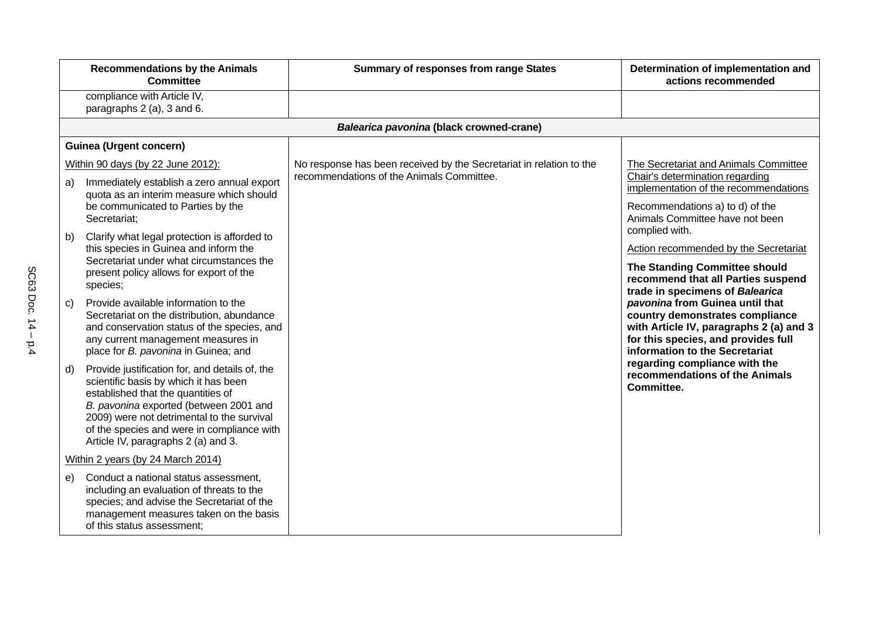| Recommendations by the Animals Committee | Summary of responses from range States | Determination of implementation and actions recommended |
|---|---|---|
| compliance with Article IV, paragraphs 2 (a), 3 and 6. | | |
| ***Balearica pavonina* (black crowned-crane)** | | |
| **Guinea (Urgent concern)**<br><br>Within 90 days (by 22 June 2012):<br><br>a) Immediately establish a zero annual export quota as an interim measure which should be communicated to Parties by the Secretariat;<br><br>b) Clarify what legal protection is afforded to this species in Guinea and inform the Secretariat under what circumstances the present policy allows for export of the species;<br><br>c) Provide available information to the Secretariat on the distribution, abundance and conservation status of the species, and any current management measures in place for *B. pavonina* in Guinea; and<br><br>d) Provide justification for, and details of, the scientific basis by which it has been established that the quantities of *B. pavonina* exported (between 2001 and 2009) were not detrimental to the survival of the species and were in compliance with Article IV, paragraphs 2 (a) and 3.<br><br>Within 2 years (by 24 March 2014)<br><br>e) Conduct a national status assessment, including an evaluation of threats to the species; and advise the Secretariat of the management measures taken on the basis of this status assessment; | No response has been received by the Secretariat in relation to the recommendations of the Animals Committee. | The Secretariat and Animals Committee Chair's determination regarding implementation of the recommendations<br><br>Recommendations a) to d) of the Animals Committee have not been complied with.<br><br>Action recommended by the Secretariat<br><br>**The Standing Committee should recommend that all Parties suspend trade in specimens of *Balearica pavonina* from Guinea until that country demonstrates compliance with Article IV, paragraphs 2 (a) and 3 for this species, and provides full information to the Secretariat regarding compliance with the recommendations of the Animals Committee.** |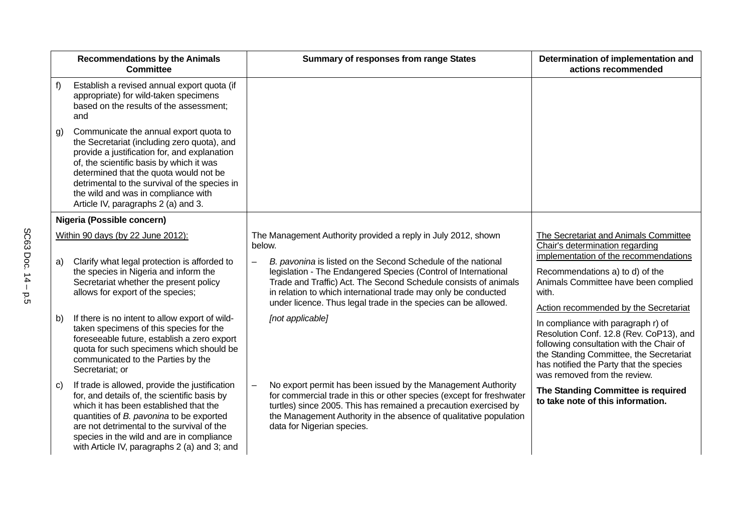| Recommendations by the Animals Committee | Summary of responses from range States | Determination of implementation and actions recommended |
|---|---|---|
| f) Establish a revised annual export quota (if appropriate) for wild-taken specimens based on the results of the assessment; and<br><br>g) Communicate the annual export quota to the Secretariat (including zero quota), and provide a justification for, and explanation of, the scientific basis by which it was determined that the quota would not be detrimental to the survival of the species in the wild and was in compliance with Article IV, paragraphs 2 (a) and 3. | | |
| **Nigeria (Possible concern)**<br><br>Within 90 days (by 22 June 2012):<br><br>a) Clarify what legal protection is afforded to the species in Nigeria and inform the Secretariat whether the present policy allows for export of the species;<br><br>b) If there is no intent to allow export of wild-taken specimens of this species for the foreseeable future, establish a zero export quota for such specimens which should be communicated to the Parties by the Secretariat; or<br><br>c) If trade is allowed, provide the justification for, and details of, the scientific basis by which it has been established that the quantities of *B. pavonina* to be exported are not detrimental to the survival of the species in the wild and are in compliance with Article IV, paragraphs 2 (a) and 3; and | The Management Authority provided a reply in July 2012, shown below.<br><br>– *B. pavonina* is listed on the Second Schedule of the national legislation - The Endangered Species (Control of International Trade and Traffic) Act. The Second Schedule consists of animals in relation to which international trade may only be conducted under licence. Thus legal trade in the species can be allowed.<br><br>*[not applicable]*<br><br>– No export permit has been issued by the Management Authority for commercial trade in this or other species (except for freshwater turtles) since 2005. This has remained a precaution exercised by the Management Authority in the absence of qualitative population data for Nigerian species. | The Secretariat and Animals Committee Chair's determination regarding implementation of the recommendations<br><br>Recommendations a) to d) of the Animals Committee have been complied with.<br><br>Action recommended by the Secretariat<br><br>In compliance with paragraph r) of Resolution Conf. 12.8 (Rev. CoP13), and following consultation with the Chair of the Standing Committee, the Secretariat has notified the Party that the species was removed from the review.<br><br>**The Standing Committee is required to take note of this information.** |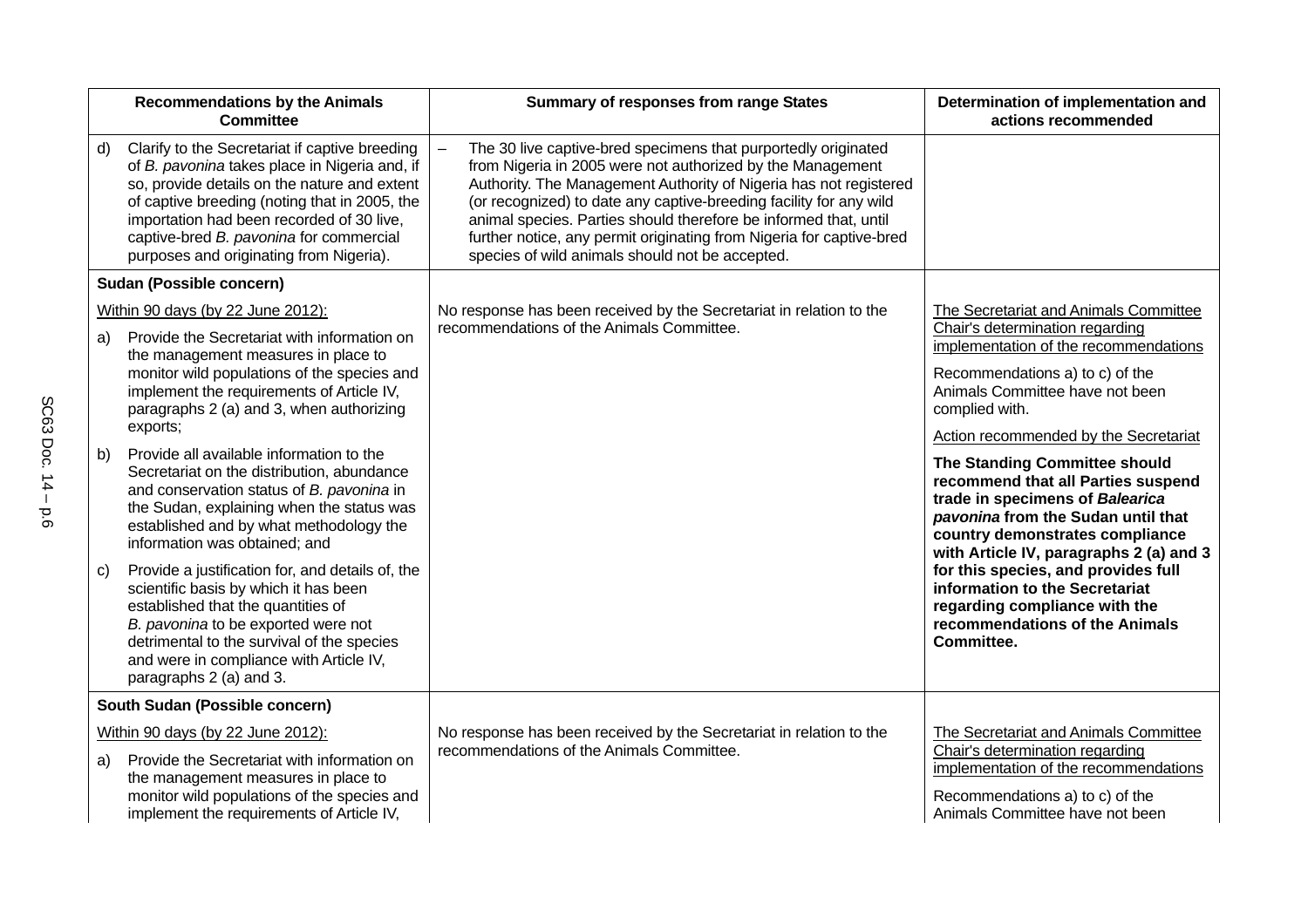| Recommendations by the Animals Committee | Summary of responses from range States | Determination of implementation and actions recommended |
|---|---|---|
| d) Clarify to the Secretariat if captive breeding of *B. pavonina* takes place in Nigeria and, if so, provide details on the nature and extent of captive breeding (noting that in 2005, the importation had been recorded of 30 live, captive-bred *B. pavonina* for commercial purposes and originating from Nigeria). | – The 30 live captive-bred specimens that purportedly originated from Nigeria in 2005 were not authorized by the Management Authority. The Management Authority of Nigeria has not registered (or recognized) to date any captive-breeding facility for any wild animal species. Parties should therefore be informed that, until further notice, any permit originating from Nigeria for captive-bred species of wild animals should not be accepted. | |
| **Sudan (Possible concern)** | | |
| Within 90 days (by 22 June 2012):<br>a) Provide the Secretariat with information on the management measures in place to monitor wild populations of the species and implement the requirements of Article IV, paragraphs 2 (a) and 3, when authorizing exports;<br>b) Provide all available information to the Secretariat on the distribution, abundance and conservation status of *B. pavonina* in the Sudan, explaining when the status was established and by what methodology the information was obtained; and<br>c) Provide a justification for, and details of, the scientific basis by which it has been established that the quantities of *B. pavonina* to be exported were not detrimental to the survival of the species and were in compliance with Article IV, paragraphs 2 (a) and 3. | No response has been received by the Secretariat in relation to the recommendations of the Animals Committee. | The Secretariat and Animals Committee Chair's determination regarding implementation of the recommendations<br>Recommendations a) to c) of the Animals Committee have not been complied with.<br>Action recommended by the Secretariat<br>**The Standing Committee should recommend that all Parties suspend trade in specimens of *Balearica pavonina* from the Sudan until that country demonstrates compliance with Article IV, paragraphs 2 (a) and 3 for this species, and provides full information to the Secretariat regarding compliance with the recommendations of the Animals Committee.** |
| **South Sudan (Possible concern)** | | |
| Within 90 days (by 22 June 2012):<br>a) Provide the Secretariat with information on the management measures in place to monitor wild populations of the species and implement the requirements of Article IV, | No response has been received by the Secretariat in relation to the recommendations of the Animals Committee. | The Secretariat and Animals Committee Chair's determination regarding implementation of the recommendations<br>Recommendations a) to c) of the Animals Committee have not been |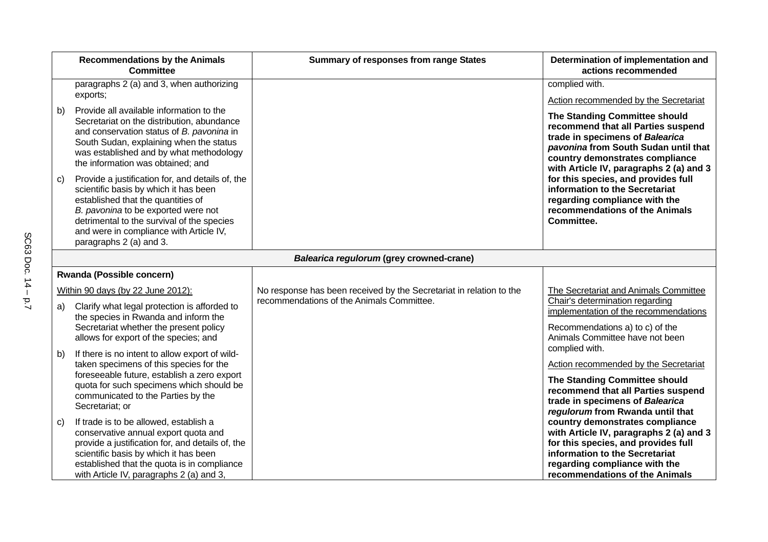| Recommendations by the Animals Committee | Summary of responses from range States | Determination of implementation and actions recommended |
|---|---|---|
| paragraphs 2 (a) and 3, when authorizing exports;<br><br>b) Provide all available information to the Secretariat on the distribution, abundance and conservation status of *B. pavonina* in South Sudan, explaining when the status was established and by what methodology the information was obtained; and<br><br>c) Provide a justification for, and details of, the scientific basis by which it has been established that the quantities of *B. pavonina* to be exported were not detrimental to the survival of the species and were in compliance with Article IV, paragraphs 2 (a) and 3. | | complied with.<br><br>Action recommended by the Secretariat<br><br>**The Standing Committee should recommend that all Parties suspend trade in specimens of *Balearica pavonina* from South Sudan until that country demonstrates compliance with Article IV, paragraphs 2 (a) and 3 for this species, and provides full information to the Secretariat regarding compliance with the recommendations of the Animals Committee.** |
| ***Balearica regulorum* (grey crowned-crane)** | | |
| **Rwanda (Possible concern)**<br><br>Within 90 days (by 22 June 2012):<br><br>a) Clarify what legal protection is afforded to the species in Rwanda and inform the Secretariat whether the present policy allows for export of the species; and<br><br>b) If there is no intent to allow export of wild-taken specimens of this species for the foreseeable future, establish a zero export quota for such specimens which should be communicated to the Parties by the Secretariat; or<br><br>c) If trade is to be allowed, establish a conservative annual export quota and provide a justification for, and details of, the scientific basis by which it has been established that the quota is in compliance with Article IV, paragraphs 2 (a) and 3, | No response has been received by the Secretariat in relation to the recommendations of the Animals Committee. | The Secretariat and Animals Committee Chair's determination regarding implementation of the recommendations<br><br>Recommendations a) to c) of the Animals Committee have not been complied with.<br><br>Action recommended by the Secretariat<br><br>**The Standing Committee should recommend that all Parties suspend trade in specimens of *Balearica regulorum* from Rwanda until that country demonstrates compliance with Article IV, paragraphs 2 (a) and 3 for this species, and provides full information to the Secretariat regarding compliance with the recommendations of the Animals** |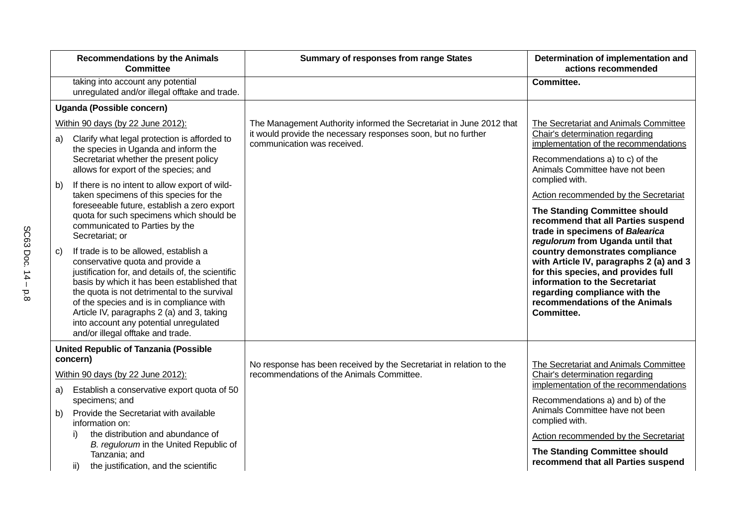| Recommendations by the Animals Committee | Summary of responses from range States | Determination of implementation and actions recommended |
|---|---|---|
| taking into account any potential unregulated and/or illegal offtake and trade. | | **Committee.** |
| **Uganda (Possible concern)**<br><br>Within 90 days (by 22 June 2012):<br><br>a) Clarify what legal protection is afforded to the species in Uganda and inform the Secretariat whether the present policy allows for export of the species; and<br><br>b) If there is no intent to allow export of wild-taken specimens of this species for the foreseeable future, establish a zero export quota for such specimens which should be communicated to Parties by the Secretariat; or<br><br>c) If trade is to be allowed, establish a conservative quota and provide a justification for, and details of, the scientific basis by which it has been established that the quota is not detrimental to the survival of the species and is in compliance with Article IV, paragraphs 2 (a) and 3, taking into account any potential unregulated and/or illegal offtake and trade. | The Management Authority informed the Secretariat in June 2012 that it would provide the necessary responses soon, but no further communication was received. | The Secretariat and Animals Committee Chair's determination regarding implementation of the recommendations<br><br>Recommendations a) to c) of the Animals Committee have not been complied with.<br><br>Action recommended by the Secretariat<br><br>**The Standing Committee should recommend that all Parties suspend trade in specimens of *Balearica regulorum* from Uganda until that country demonstrates compliance with Article IV, paragraphs 2 (a) and 3 for this species, and provides full information to the Secretariat regarding compliance with the recommendations of the Animals Committee.** |
| **United Republic of Tanzania (Possible concern)**<br><br>Within 90 days (by 22 June 2012):<br><br>a) Establish a conservative export quota of 50 specimens; and<br><br>b) Provide the Secretariat with available information on:<br><br>i) the distribution and abundance of *B. regulorum* in the United Republic of Tanzania; and<br><br>ii) the justification, and the scientific | No response has been received by the Secretariat in relation to the recommendations of the Animals Committee. | The Secretariat and Animals Committee Chair's determination regarding implementation of the recommendations<br><br>Recommendations a) and b) of the Animals Committee have not been complied with.<br><br>Action recommended by the Secretariat<br><br>**The Standing Committee should recommend that all Parties suspend** |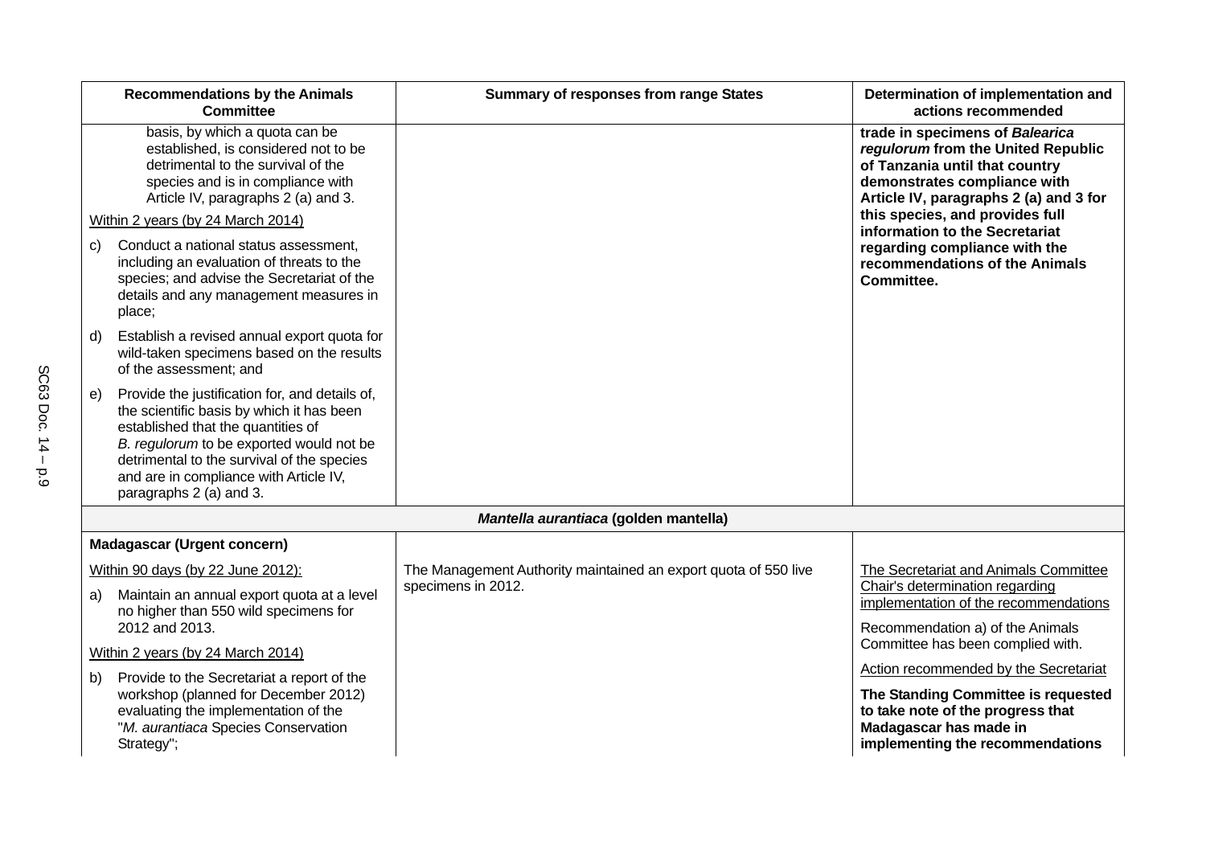| Recommendations by the Animals Committee | Summary of responses from range States | Determination of implementation and actions recommended |
|---|---|---|
| basis, by which a quota can be established, is considered not to be detrimental to the survival of the species and is in compliance with Article IV, paragraphs 2 (a) and 3.<br><br>Within 2 years (by 24 March 2014)<br><br>c) Conduct a national status assessment, including an evaluation of threats to the species; and advise the Secretariat of the details and any management measures in place;<br><br>d) Establish a revised annual export quota for wild-taken specimens based on the results of the assessment; and<br><br>e) Provide the justification for, and details of, the scientific basis by which it has been established that the quantities of *B. regulorum* to be exported would not be detrimental to the survival of the species and are in compliance with Article IV, paragraphs 2 (a) and 3. | | **trade in specimens of *Balearica regulorum* from the United Republic of Tanzania until that country demonstrates compliance with Article IV, paragraphs 2 (a) and 3 for this species, and provides full information to the Secretariat regarding compliance with the recommendations of the Animals Committee.** |
| | ***Mantella aurantiaca* (golden mantella)** | |
| **Madagascar (Urgent concern)**<br><br>Within 90 days (by 22 June 2012):<br><br>a) Maintain an annual export quota at a level no higher than 550 wild specimens for 2012 and 2013.<br><br>Within 2 years (by 24 March 2014)<br><br>b) Provide to the Secretariat a report of the workshop (planned for December 2012) evaluating the implementation of the "*M. aurantiaca* Species Conservation Strategy"; | The Management Authority maintained an export quota of 550 live specimens in 2012. | The Secretariat and Animals Committee Chair's determination regarding implementation of the recommendations<br><br>Recommendation a) of the Animals Committee has been complied with.<br><br>Action recommended by the Secretariat<br><br>**The Standing Committee is requested to take note of the progress that Madagascar has made in implementing the recommendations** |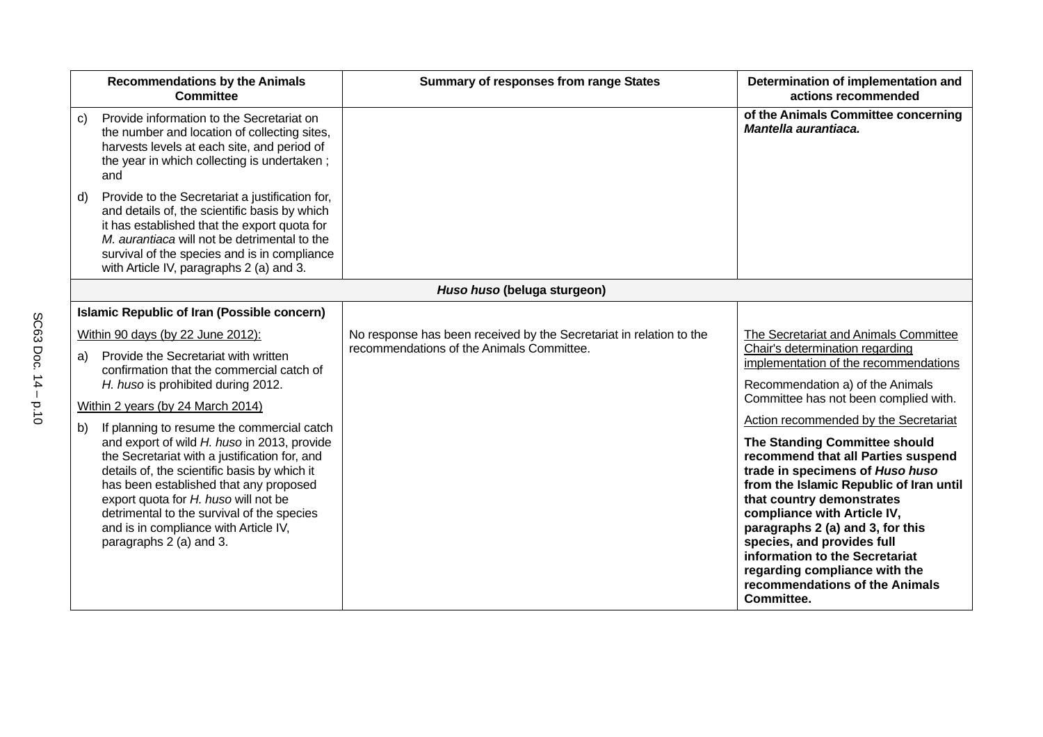| Recommendations by the Animals Committee | Summary of responses from range States | Determination of implementation and actions recommended |
|---|---|---|
| c) Provide information to the Secretariat on the number and location of collecting sites, harvests levels at each site, and period of the year in which collecting is undertaken ; and<br><br>d) Provide to the Secretariat a justification for, and details of, the scientific basis by which it has established that the export quota for *M. aurantiaca* will not be detrimental to the survival of the species and is in compliance with Article IV, paragraphs 2 (a) and 3. | | **of the Animals Committee concerning *Mantella aurantiaca.*** |
| | ***Huso huso* (beluga sturgeon)** | |
| **Islamic Republic of Iran (Possible concern)**<br><br>Within 90 days (by 22 June 2012):<br><br>a) Provide the Secretariat with written confirmation that the commercial catch of *H. huso* is prohibited during 2012.<br><br>Within 2 years (by 24 March 2014)<br><br>b) If planning to resume the commercial catch and export of wild *H. huso* in 2013, provide the Secretariat with a justification for, and details of, the scientific basis by which it has been established that any proposed export quota for *H. huso* will not be detrimental to the survival of the species and is in compliance with Article IV, paragraphs 2 (a) and 3. | No response has been received by the Secretariat in relation to the recommendations of the Animals Committee. | The Secretariat and Animals Committee Chair's determination regarding implementation of the recommendations<br><br>Recommendation a) of the Animals Committee has not been complied with.<br><br>Action recommended by the Secretariat<br><br>**The Standing Committee should recommend that all Parties suspend trade in specimens of *Huso huso* from the Islamic Republic of Iran until that country demonstrates compliance with Article IV, paragraphs 2 (a) and 3, for this species, and provides full information to the Secretariat regarding compliance with the recommendations of the Animals Committee.** |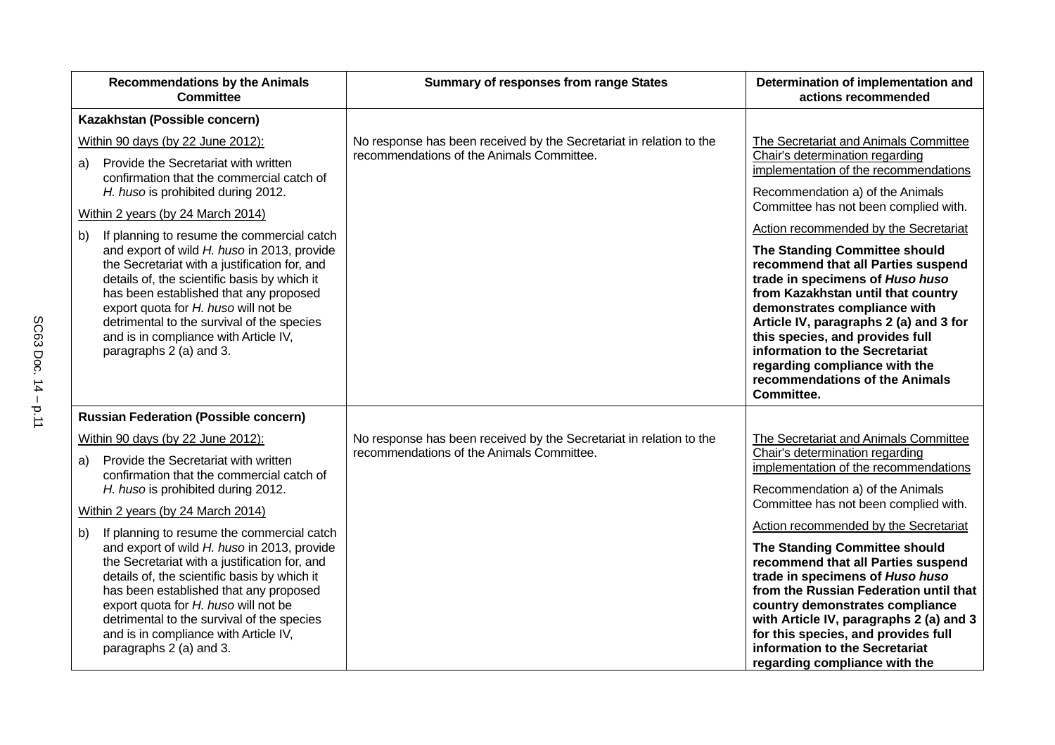| Recommendations by the Animals Committee | Summary of responses from range States | Determination of implementation and actions recommended |
|---|---|---|
| **Kazakhstan (Possible concern)**<br><br>Within 90 days (by 22 June 2012):<br><br>a) Provide the Secretariat with written confirmation that the commercial catch of *H. huso* is prohibited during 2012.<br><br>Within 2 years (by 24 March 2014)<br><br>b) If planning to resume the commercial catch and export of wild *H. huso* in 2013, provide the Secretariat with a justification for, and details of, the scientific basis by which it has been established that any proposed export quota for *H. huso* will not be detrimental to the survival of the species and is in compliance with Article IV, paragraphs 2 (a) and 3. | No response has been received by the Secretariat in relation to the recommendations of the Animals Committee. | The Secretariat and Animals Committee Chair's determination regarding implementation of the recommendations<br><br>Recommendation a) of the Animals Committee has not been complied with.<br><br>Action recommended by the Secretariat<br><br>**The Standing Committee should recommend that all Parties suspend trade in specimens of *Huso huso* from Kazakhstan until that country demonstrates compliance with Article IV, paragraphs 2 (a) and 3 for this species, and provides full information to the Secretariat regarding compliance with the recommendations of the Animals Committee.** |
| **Russian Federation (Possible concern)**<br><br>Within 90 days (by 22 June 2012):<br><br>a) Provide the Secretariat with written confirmation that the commercial catch of *H. huso* is prohibited during 2012.<br><br>Within 2 years (by 24 March 2014)<br><br>b) If planning to resume the commercial catch and export of wild *H. huso* in 2013, provide the Secretariat with a justification for, and details of, the scientific basis by which it has been established that any proposed export quota for *H. huso* will not be detrimental to the survival of the species and is in compliance with Article IV, paragraphs 2 (a) and 3. | No response has been received by the Secretariat in relation to the recommendations of the Animals Committee. | The Secretariat and Animals Committee Chair's determination regarding implementation of the recommendations<br><br>Recommendation a) of the Animals Committee has not been complied with.<br><br>Action recommended by the Secretariat<br><br>**The Standing Committee should recommend that all Parties suspend trade in specimens of *Huso huso* from the Russian Federation until that country demonstrates compliance with Article IV, paragraphs 2 (a) and 3 for this species, and provides full information to the Secretariat regarding compliance with the** |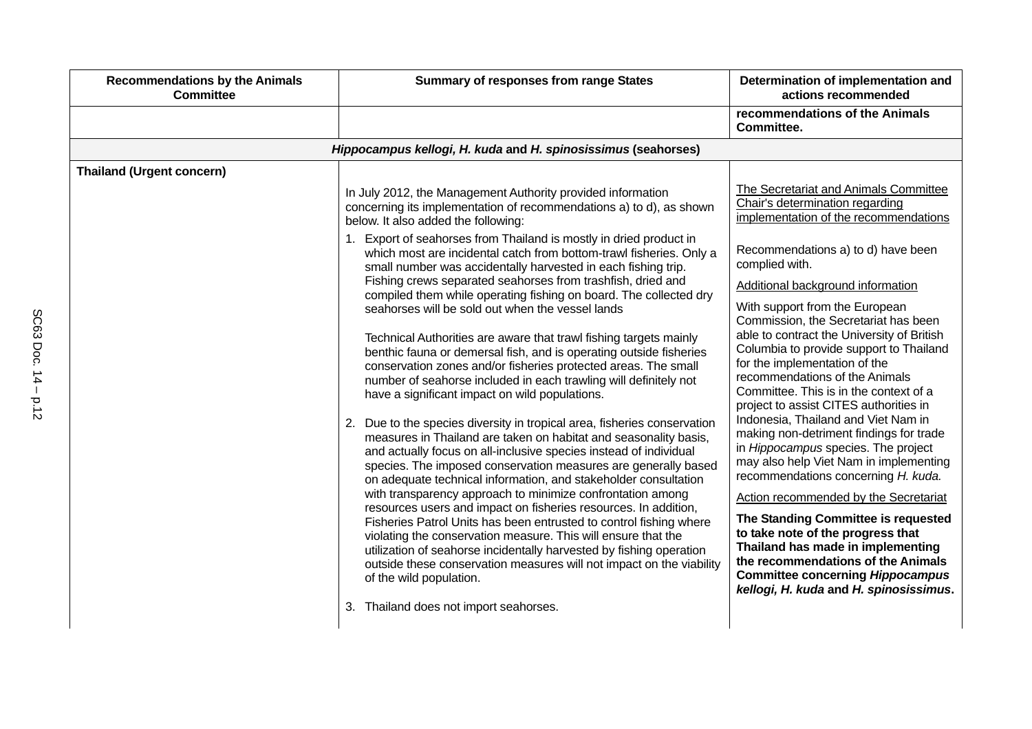| Recommendations by the Animals Committee | Summary of responses from range States | Determination of implementation and actions recommended |
|---|---|---|
| | | **recommendations of the Animals Committee.** |
| ***Hippocampus kellogi, H. kuda*** **and** ***H. spinosissimus*** **(seahorses)** | | |
| **Thailand (Urgent concern)** | In July 2012, the Management Authority provided information concerning its implementation of recommendations a) to d), as shown below. It also added the following:<br><br>1. Export of seahorses from Thailand is mostly in dried product in which most are incidental catch from bottom-trawl fisheries. Only a small number was accidentally harvested in each fishing trip. Fishing crews separated seahorses from trashfish, dried and compiled them while operating fishing on board. The collected dry seahorses will be sold out when the vessel lands<br><br>Technical Authorities are aware that trawl fishing targets mainly benthic fauna or demersal fish, and is operating outside fisheries conservation zones and/or fisheries protected areas. The small number of seahorse included in each trawling will definitely not have a significant impact on wild populations.<br><br>2. Due to the species diversity in tropical area, fisheries conservation measures in Thailand are taken on habitat and seasonality basis, and actually focus on all-inclusive species instead of individual species. The imposed conservation measures are generally based on adequate technical information, and stakeholder consultation with transparency approach to minimize confrontation among resources users and impact on fisheries resources. In addition, Fisheries Patrol Units has been entrusted to control fishing where violating the conservation measure. This will ensure that the utilization of seahorse incidentally harvested by fishing operation outside these conservation measures will not impact on the viability of the wild population.<br><br>3. Thailand does not import seahorses. | The Secretariat and Animals Committee Chair's determination regarding implementation of the recommendations<br><br>Recommendations a) to d) have been complied with.<br><br>Additional background information<br><br>With support from the European Commission, the Secretariat has been able to contract the University of British Columbia to provide support to Thailand for the implementation of the recommendations of the Animals Committee. This is in the context of a project to assist CITES authorities in Indonesia, Thailand and Viet Nam in making non-detriment findings for trade in *Hippocampus* species. The project may also help Viet Nam in implementing recommendations concerning *H. kuda.*<br><br>Action recommended by the Secretariat<br><br>**The Standing Committee is requested to take note of the progress that Thailand has made in implementing the recommendations of the Animals Committee concerning *Hippocampus kellogi, H. kuda* and *H. spinosissimus*.** |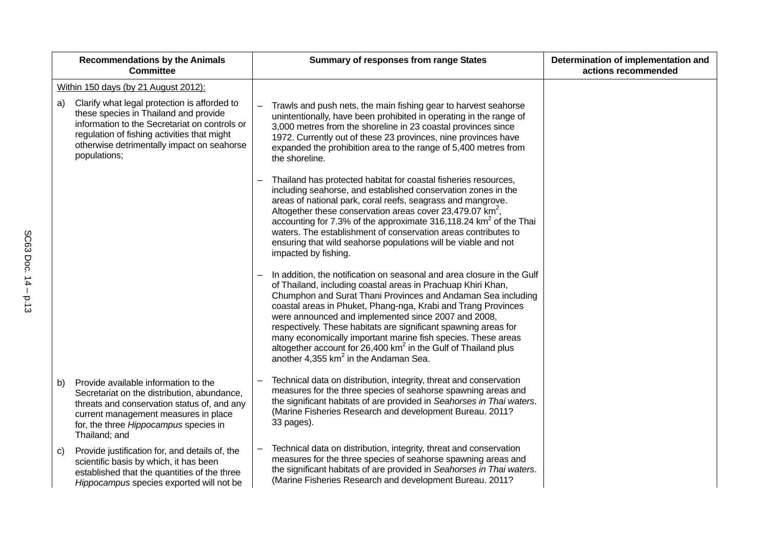| Recommendations by the Animals Committee | Summary of responses from range States | Determination of implementation and actions recommended |
|---|---|---|
| Within 150 days (by 21 August 2012): | | |
| a) Clarify what legal protection is afforded to these species in Thailand and provide information to the Secretariat on controls or regulation of fishing activities that might otherwise detrimentally impact on seahorse populations; | – Trawls and push nets, the main fishing gear to harvest seahorse unintentionally, have been prohibited in operating in the range of 3,000 metres from the shoreline in 23 coastal provinces since 1972. Currently out of these 23 provinces, nine provinces have expanded the prohibition area to the range of 5,400 metres from the shoreline.<br><br>– Thailand has protected habitat for coastal fisheries resources, including seahorse, and established conservation zones in the areas of national park, coral reefs, seagrass and mangrove. Altogether these conservation areas cover 23,479.07 $km^2$, accounting for 7.3% of the approximate 316,118.24 $km^2$ of the Thai waters. The establishment of conservation areas contributes to ensuring that wild seahorse populations will be viable and not impacted by fishing.<br><br>– In addition, the notification on seasonal and area closure in the Gulf of Thailand, including coastal areas in Prachuap Khiri Khan, Chumphon and Surat Thani Provinces and Andaman Sea including coastal areas in Phuket, Phang-nga, Krabi and Trang Provinces were announced and implemented since 2007 and 2008, respectively. These habitats are significant spawning areas for many economically important marine fish species. These areas altogether account for 26,400 $km^2$ in the Gulf of Thailand plus another 4,355 $km^2$ in the Andaman Sea. | |
| b) Provide available information to the Secretariat on the distribution, abundance, threats and conservation status of, and any current management measures in place for, the three *Hippocampus* species in Thailand; and | – Technical data on distribution, integrity, threat and conservation measures for the three species of seahorse spawning areas and the significant habitats of are provided in *Seahorses in Thai waters*. (Marine Fisheries Research and development Bureau. 2011? 33 pages). | |
| c) Provide justification for, and details of, the scientific basis by which, it has been established that the quantities of the three *Hippocampus* species exported will not be | – Technical data on distribution, integrity, threat and conservation measures for the three species of seahorse spawning areas and the significant habitats of are provided in *Seahorses in Thai waters*. (Marine Fisheries Research and development Bureau. 2011? | |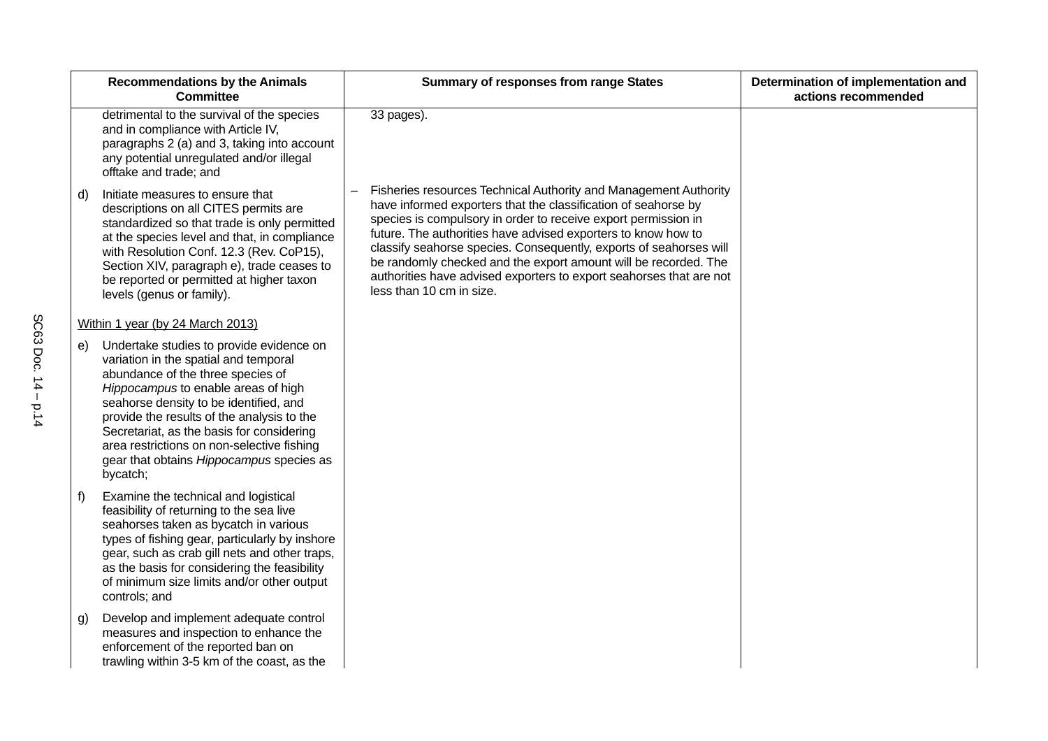| Recommendations by the Animals Committee | Summary of responses from range States | Determination of implementation and actions recommended |
|---|---|---|
| detrimental to the survival of the species and in compliance with Article IV, paragraphs 2 (a) and 3, taking into account any potential unregulated and/or illegal offtake and trade; and | 33 pages). | |
| d) Initiate measures to ensure that descriptions on all CITES permits are standardized so that trade is only permitted at the species level and that, in compliance with Resolution Conf. 12.3 (Rev. CoP15), Section XIV, paragraph e), trade ceases to be reported or permitted at higher taxon levels (genus or family). | – Fisheries resources Technical Authority and Management Authority have informed exporters that the classification of seahorse by species is compulsory in order to receive export permission in future. The authorities have advised exporters to know how to classify seahorse species. Consequently, exports of seahorses will be randomly checked and the export amount will be recorded. The authorities have advised exporters to export seahorses that are not less than 10 cm in size. | |
| Within 1 year (by 24 March 2013) | | |
| e) Undertake studies to provide evidence on variation in the spatial and temporal abundance of the three species of *Hippocampus* to enable areas of high seahorse density to be identified, and provide the results of the analysis to the Secretariat, as the basis for considering area restrictions on non-selective fishing gear that obtains *Hippocampus* species as bycatch; | | |
| f) Examine the technical and logistical feasibility of returning to the sea live seahorses taken as bycatch in various types of fishing gear, particularly by inshore gear, such as crab gill nets and other traps, as the basis for considering the feasibility of minimum size limits and/or other output controls; and | | |
| g) Develop and implement adequate control measures and inspection to enhance the enforcement of the reported ban on trawling within 3-5 km of the coast, as the | | |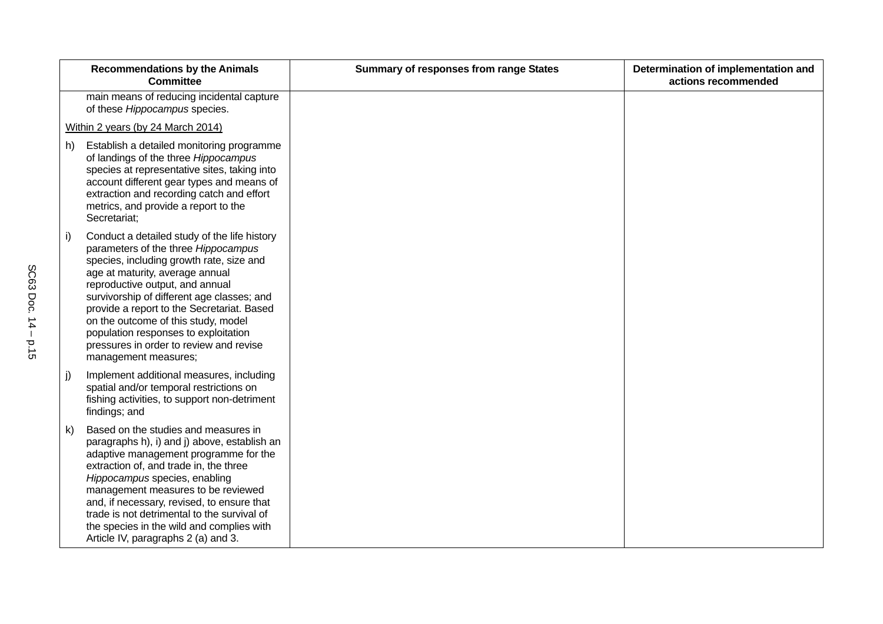| Recommendations by the Animals Committee | Summary of responses from range States | Determination of implementation and actions recommended |
|---|---|---|
| main means of reducing incidental capture of these *Hippocampus* species. | | |
| Within 2 years (by 24 March 2014) | | |
| h) Establish a detailed monitoring programme of landings of the three *Hippocampus* species at representative sites, taking into account different gear types and means of extraction and recording catch and effort metrics, and provide a report to the Secretariat; | | |
| i) Conduct a detailed study of the life history parameters of the three *Hippocampus* species, including growth rate, size and age at maturity, average annual reproductive output, and annual survivorship of different age classes; and provide a report to the Secretariat. Based on the outcome of this study, model population responses to exploitation pressures in order to review and revise management measures; | | |
| j) Implement additional measures, including spatial and/or temporal restrictions on fishing activities, to support non-detriment findings; and | | |
| k) Based on the studies and measures in paragraphs h), i) and j) above, establish an adaptive management programme for the extraction of, and trade in, the three *Hippocampus* species, enabling management measures to be reviewed and, if necessary, revised, to ensure that trade is not detrimental to the survival of the species in the wild and complies with Article IV, paragraphs 2 (a) and 3. | | |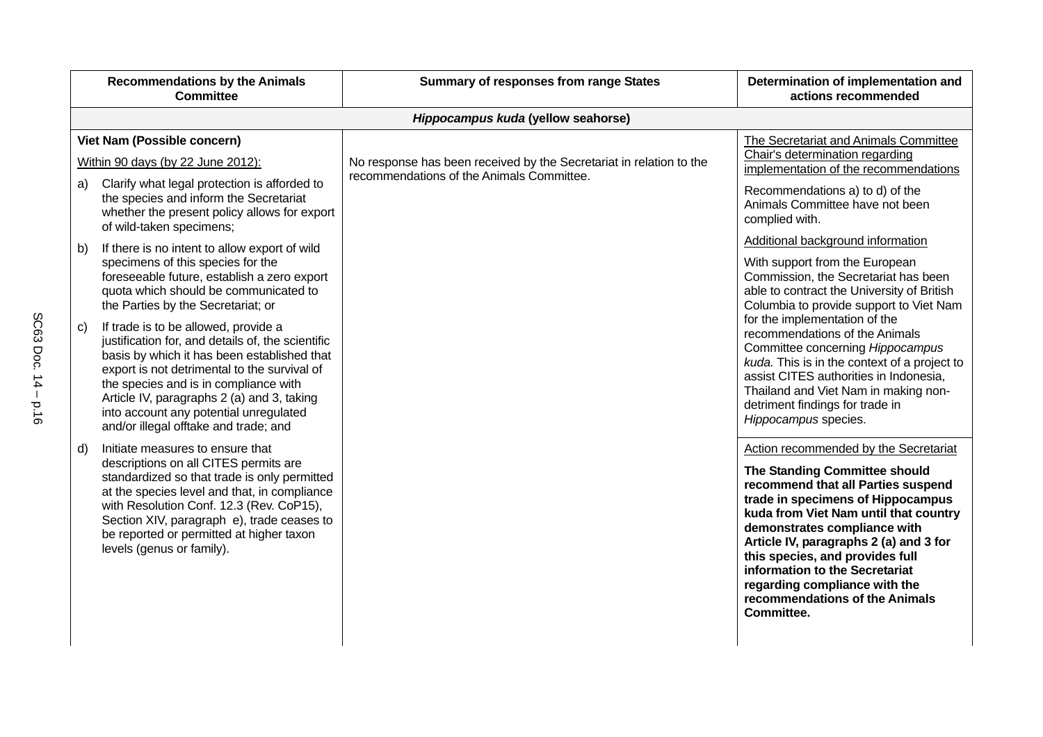| Recommendations by the Animals Committee | Summary of responses from range States | Determination of implementation and actions recommended |
|---|---|---|
| ***Hippocampus kuda* (yellow seahorse)** | | |
| **Viet Nam (Possible concern)**<br><br>Within 90 days (by 22 June 2012):<br><br>a) Clarify what legal protection is afforded to the species and inform the Secretariat whether the present policy allows for export of wild-taken specimens;<br><br>b) If there is no intent to allow export of wild specimens of this species for the foreseeable future, establish a zero export quota which should be communicated to the Parties by the Secretariat; or<br><br>c) If trade is to be allowed, provide a justification for, and details of, the scientific basis by which it has been established that export is not detrimental to the survival of the species and is in compliance with Article IV, paragraphs 2 (a) and 3, taking into account any potential unregulated and/or illegal offtake and trade; and<br><br>d) Initiate measures to ensure that descriptions on all CITES permits are standardized so that trade is only permitted at the species level and that, in compliance with Resolution Conf. 12.3 (Rev. CoP15), Section XIV, paragraph e), trade ceases to be reported or permitted at higher taxon levels (genus or family). | No response has been received by the Secretariat in relation to the recommendations of the Animals Committee. | The Secretariat and Animals Committee Chair's determination regarding implementation of the recommendations<br><br>Recommendations a) to d) of the Animals Committee have not been complied with.<br><br>Additional background information<br><br>With support from the European Commission, the Secretariat has been able to contract the University of British Columbia to provide support to Viet Nam for the implementation of the recommendations of the Animals Committee concerning *Hippocampus kuda.* This is in the context of a project to assist CITES authorities in Indonesia, Thailand and Viet Nam in making non-detriment findings for trade in *Hippocampus* species.<br><br>Action recommended by the Secretariat<br><br>**The Standing Committee should recommend that all Parties suspend trade in specimens of Hippocampus kuda from Viet Nam until that country demonstrates compliance with Article IV, paragraphs 2 (a) and 3 for this species, and provides full information to the Secretariat regarding compliance with the recommendations of the Animals Committee.** |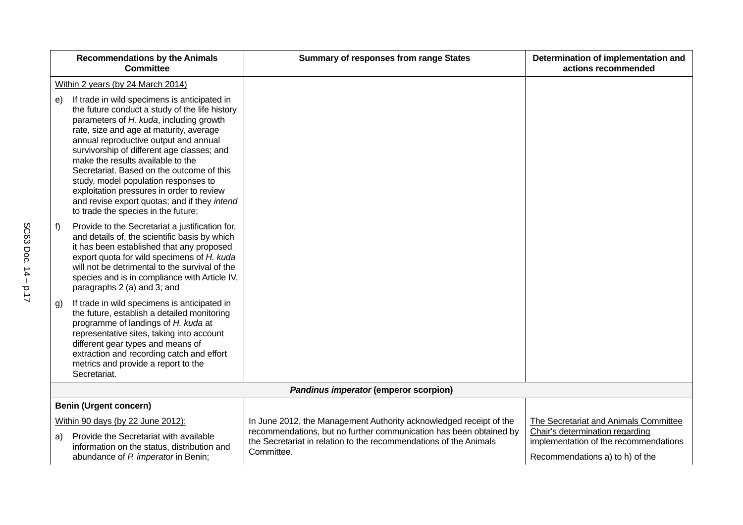| Recommendations by the Animals Committee | Summary of responses from range States | Determination of implementation and actions recommended |
|---|---|---|
| Within 2 years (by 24 March 2014)<br><br>e) If trade in wild specimens is anticipated in the future conduct a study of the life history parameters of *H. kuda*, including growth rate, size and age at maturity, average annual reproductive output and annual survivorship of different age classes; and make the results available to the Secretariat. Based on the outcome of this study, model population responses to exploitation pressures in order to review and revise export quotas; and if they *intend* to trade the species in the future;<br><br>f) Provide to the Secretariat a justification for, and details of, the scientific basis by which it has been established that any proposed export quota for wild specimens of *H. kuda* will not be detrimental to the survival of the species and is in compliance with Article IV, paragraphs 2 (a) and 3; and<br><br>g) If trade in wild specimens is anticipated in the future, establish a detailed monitoring programme of landings of *H. kuda* at representative sites, taking into account different gear types and means of extraction and recording catch and effort metrics and provide a report to the Secretariat. | | |
| ***Pandinus imperator* (emperor scorpion)** | | |
| **Benin (Urgent concern)**<br><br>Within 90 days (by 22 June 2012):<br><br>a) Provide the Secretariat with available information on the status, distribution and abundance of *P. imperator* in Benin; | In June 2012, the Management Authority acknowledged receipt of the recommendations, but no further communication has been obtained by the Secretariat in relation to the recommendations of the Animals Committee. | The Secretariat and Animals Committee Chair's determination regarding implementation of the recommendations<br><br>Recommendations a) to h) of the |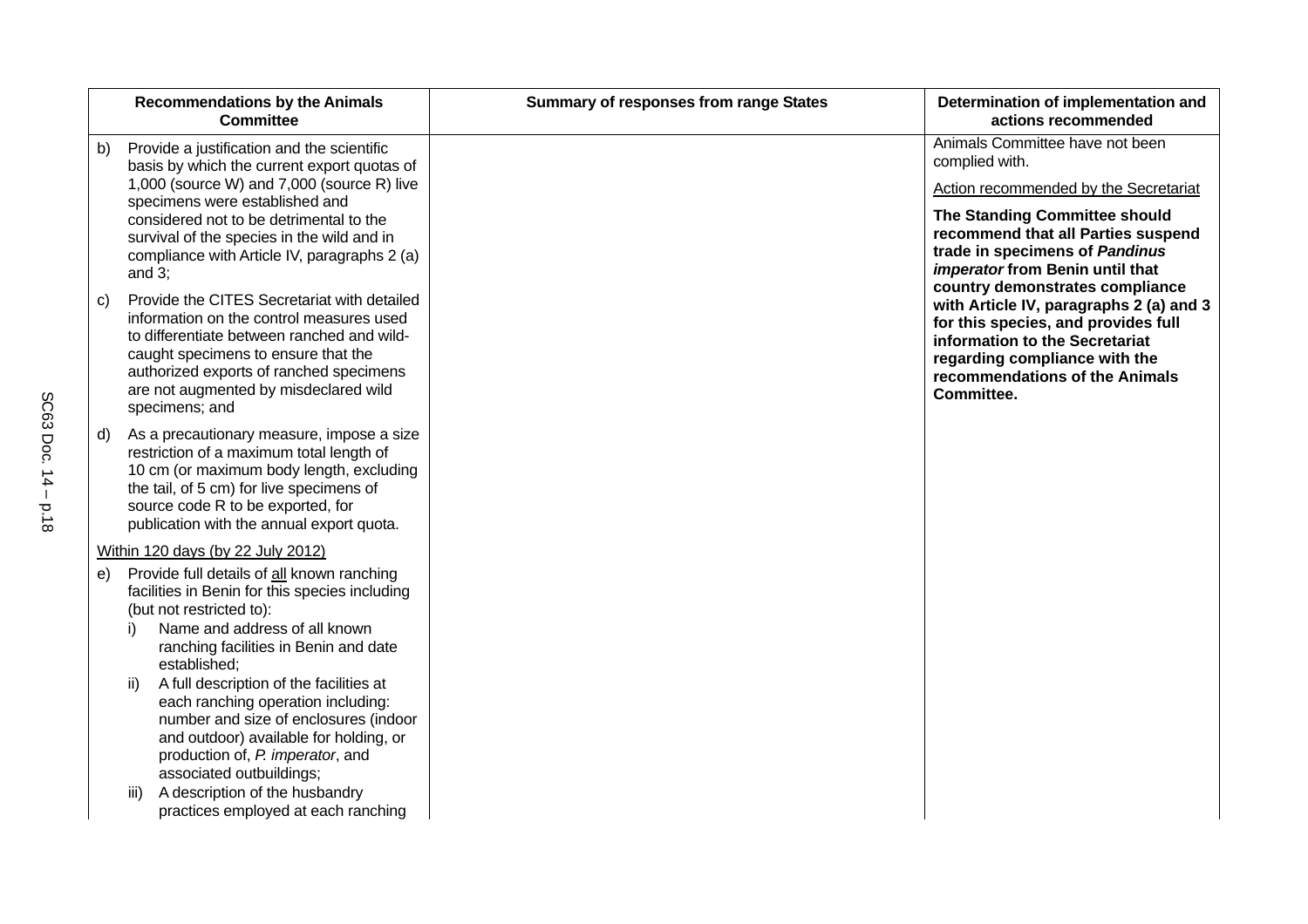| Recommendations by the Animals Committee | Summary of responses from range States | Determination of implementation and actions recommended |
|---|---|---|
| b) Provide a justification and the scientific basis by which the current export quotas of 1,000 (source W) and 7,000 (source R) live specimens were established and considered not to be detrimental to the survival of the species in the wild and in compliance with Article IV, paragraphs 2 (a) and 3;<br><br>c) Provide the CITES Secretariat with detailed information on the control measures used to differentiate between ranched and wild-caught specimens to ensure that the authorized exports of ranched specimens are not augmented by misdeclared wild specimens; and<br><br>d) As a precautionary measure, impose a size restriction of a maximum total length of 10 cm (or maximum body length, excluding the tail, of 5 cm) for live specimens of source code R to be exported, for publication with the annual export quota.<br><br>Within 120 days (by 22 July 2012)<br><br>e) Provide full details of all known ranching facilities in Benin for this species including (but not restricted to):<br>i) Name and address of all known ranching facilities in Benin and date established;<br>ii) A full description of the facilities at each ranching operation including: number and size of enclosures (indoor and outdoor) available for holding, or production of, *P. imperator*, and associated outbuildings;<br>iii) A description of the husbandry practices employed at each ranching | | Animals Committee have not been complied with.<br><br>Action recommended by the Secretariat<br><br>**The Standing Committee should recommend that all Parties suspend trade in specimens of *Pandinus imperator* from Benin until that country demonstrates compliance with Article IV, paragraphs 2 (a) and 3 for this species, and provides full information to the Secretariat regarding compliance with the recommendations of the Animals Committee.** |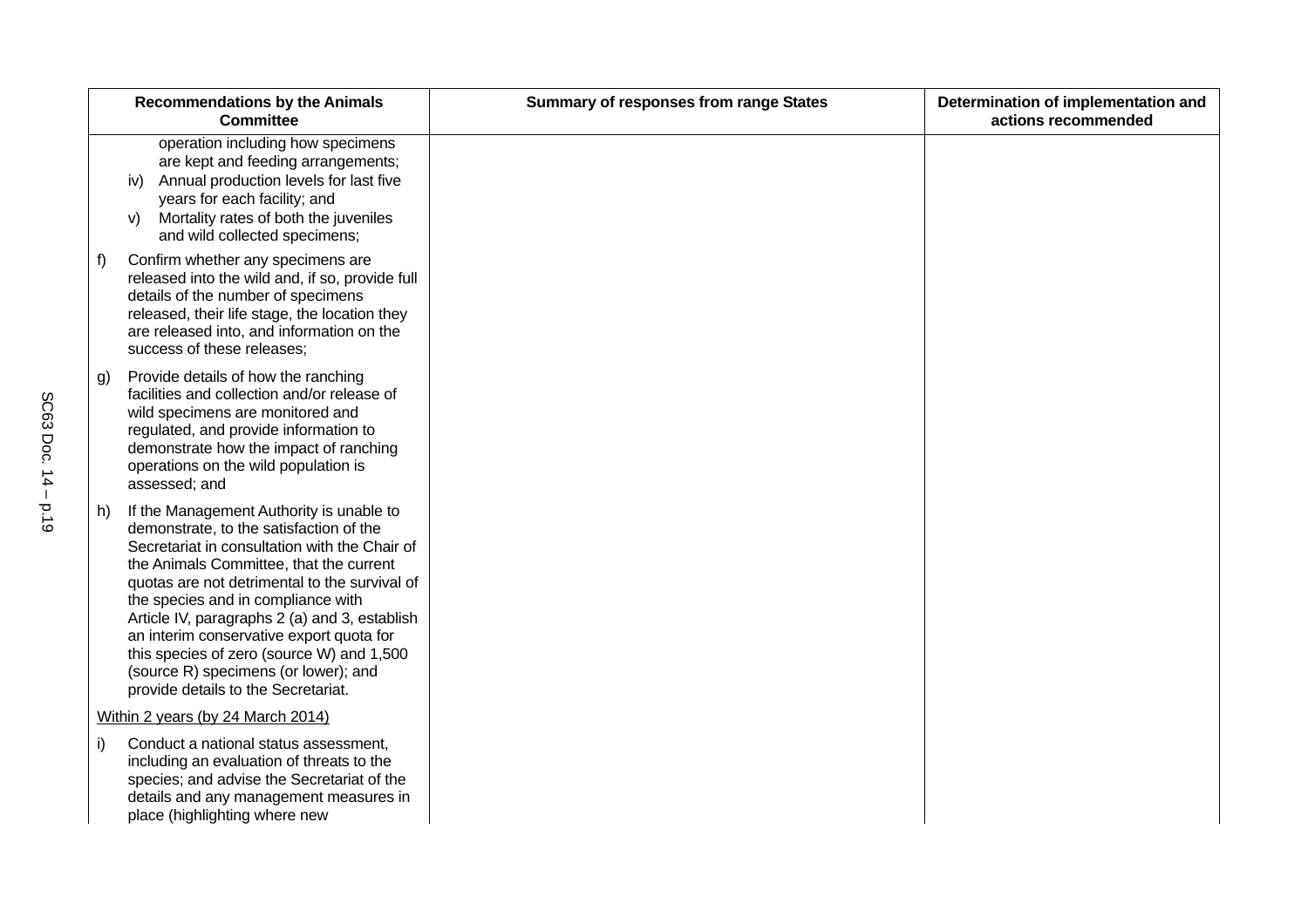| Recommendations by the Animals Committee | Summary of responses from range States | Determination of implementation and actions recommended |
|---|---|---|
| operation including how specimens are kept and feeding arrangements;<br>iv) Annual production levels for last five years for each facility; and<br>v) Mortality rates of both the juveniles and wild collected specimens; | | |
| f) Confirm whether any specimens are released into the wild and, if so, provide full details of the number of specimens released, their life stage, the location they are released into, and information on the success of these releases; | | |
| g) Provide details of how the ranching facilities and collection and/or release of wild specimens are monitored and regulated, and provide information to demonstrate how the impact of ranching operations on the wild population is assessed; and | | |
| h) If the Management Authority is unable to demonstrate, to the satisfaction of the Secretariat in consultation with the Chair of the Animals Committee, that the current quotas are not detrimental to the survival of the species and in compliance with Article IV, paragraphs 2 (a) and 3, establish an interim conservative export quota for this species of zero (source W) and 1,500 (source R) specimens (or lower); and provide details to the Secretariat. | | |
| <u>Within 2 years (by 24 March 2014)</u> | | |
| i) Conduct a national status assessment, including an evaluation of threats to the species; and advise the Secretariat of the details and any management measures in place (highlighting where new | | |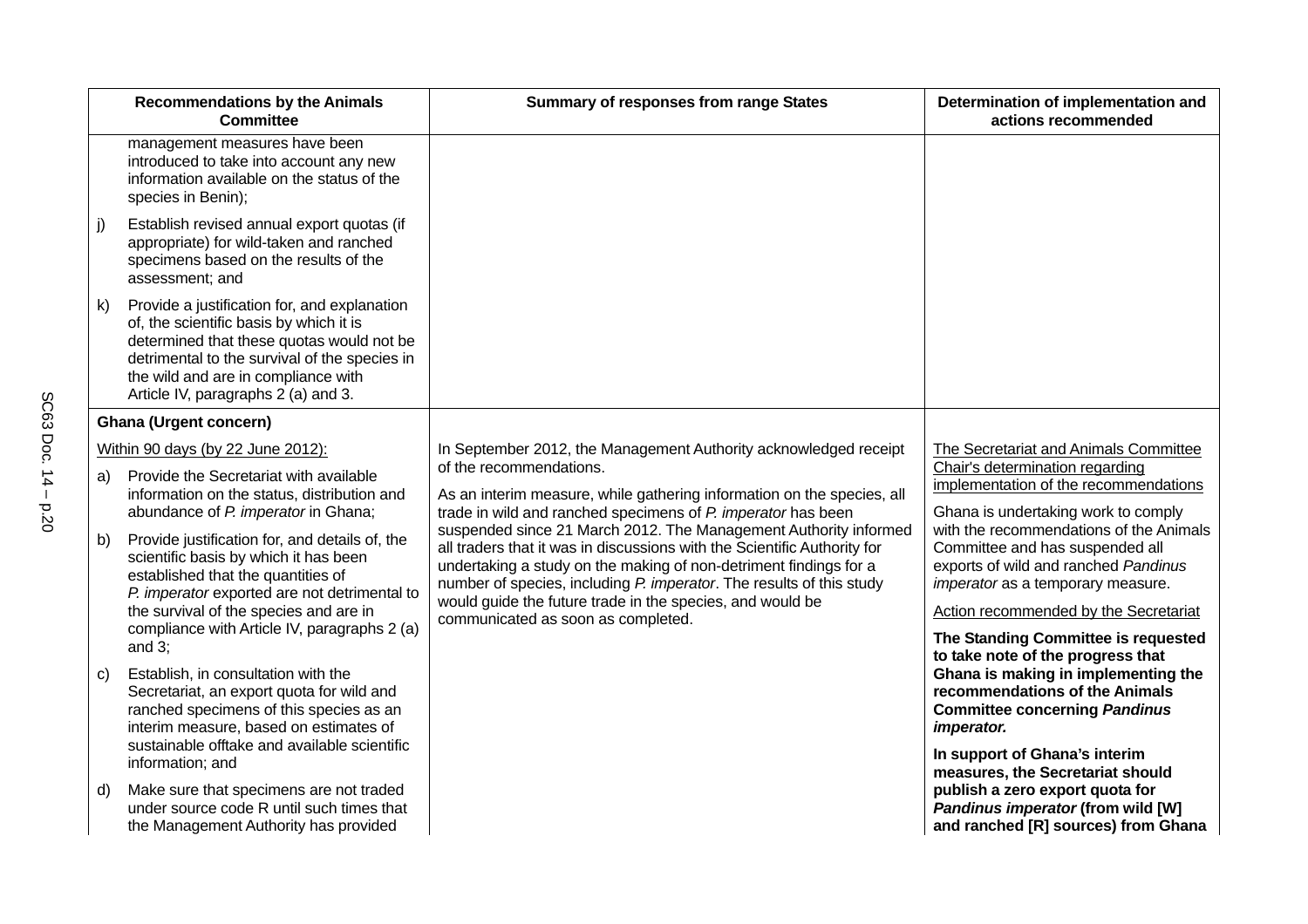| Recommendations by the Animals Committee | Summary of responses from range States | Determination of implementation and actions recommended |
|---|---|---|
| management measures have been introduced to take into account any new information available on the status of the species in Benin);<br><br>j) Establish revised annual export quotas (if appropriate) for wild-taken and ranched specimens based on the results of the assessment; and<br><br>k) Provide a justification for, and explanation of, the scientific basis by which it is determined that these quotas would not be detrimental to the survival of the species in the wild and are in compliance with Article IV, paragraphs 2 (a) and 3. | | |
| **Ghana (Urgent concern)**<br><br>Within 90 days (by 22 June 2012):<br><br>a) Provide the Secretariat with available information on the status, distribution and abundance of *P. imperator* in Ghana;<br><br>b) Provide justification for, and details of, the scientific basis by which it has been established that the quantities of *P. imperator* exported are not detrimental to the survival of the species and are in compliance with Article IV, paragraphs 2 (a) and 3;<br><br>c) Establish, in consultation with the Secretariat, an export quota for wild and ranched specimens of this species as an interim measure, based on estimates of sustainable offtake and available scientific information; and<br><br>d) Make sure that specimens are not traded under source code R until such times that the Management Authority has provided | In September 2012, the Management Authority acknowledged receipt of the recommendations.<br><br>As an interim measure, while gathering information on the species, all trade in wild and ranched specimens of *P. imperator* has been suspended since 21 March 2012. The Management Authority informed all traders that it was in discussions with the Scientific Authority for undertaking a study on the making of non-detriment findings for a number of species, including *P. imperator*. The results of this study would guide the future trade in the species, and would be communicated as soon as completed. | The Secretariat and Animals Committee Chair's determination regarding implementation of the recommendations<br><br>Ghana is undertaking work to comply with the recommendations of the Animals Committee and has suspended all exports of wild and ranched *Pandinus imperator* as a temporary measure.<br><br>Action recommended by the Secretariat<br><br>**The Standing Committee is requested to take note of the progress that Ghana is making in implementing the recommendations of the Animals Committee concerning *Pandinus imperator.***<br><br>**In support of Ghana's interim measures, the Secretariat should publish a zero export quota for *Pandinus imperator* (from wild [W] and ranched [R] sources) from Ghana** |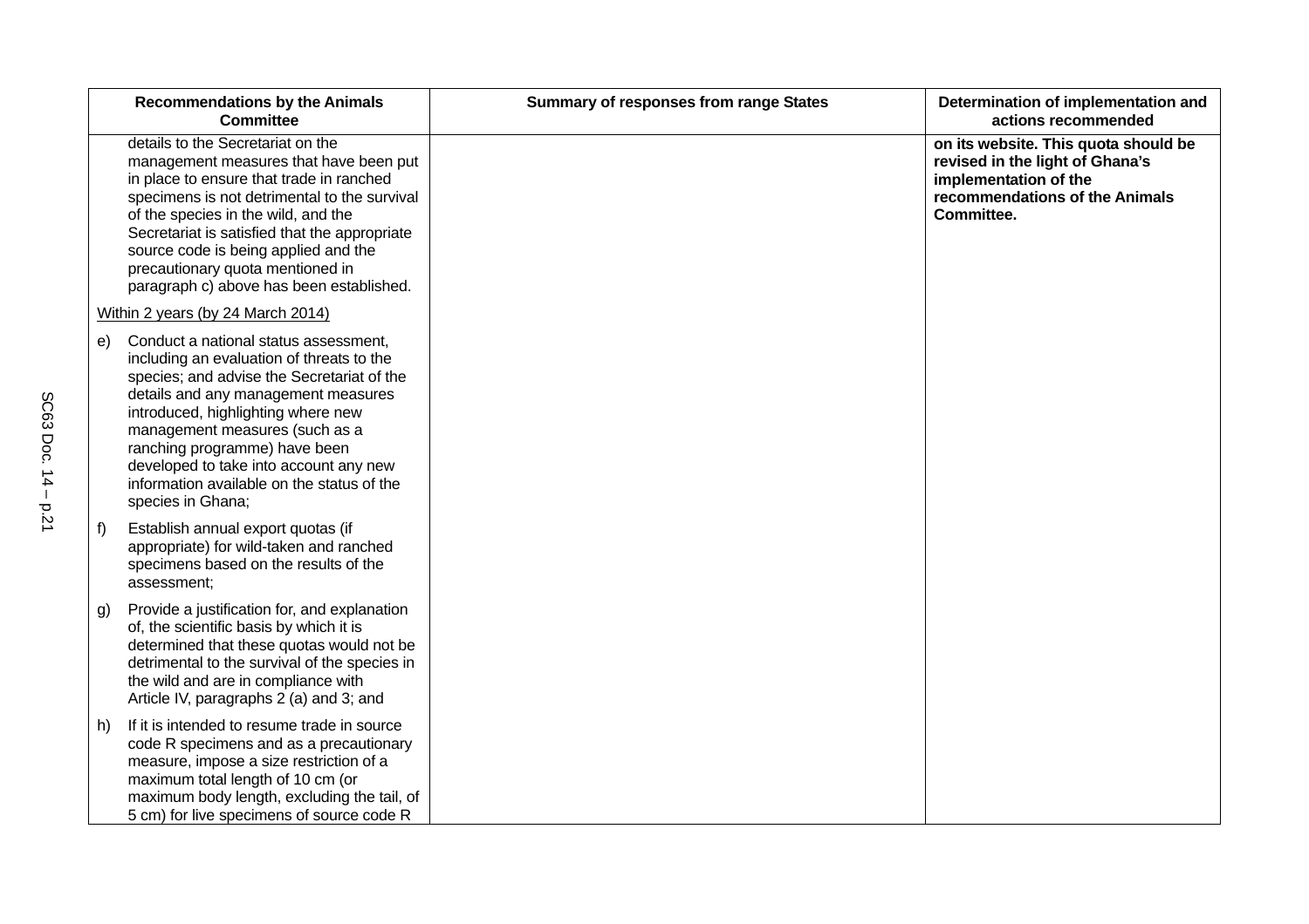| Recommendations by the Animals Committee | Summary of responses from range States | Determination of implementation and actions recommended |
|---|---|---|
| details to the Secretariat on the management measures that have been put in place to ensure that trade in ranched specimens is not detrimental to the survival of the species in the wild, and the Secretariat is satisfied that the appropriate source code is being applied and the precautionary quota mentioned in paragraph c) above has been established.<br><br>Within 2 years (by 24 March 2014)<br><br>e) Conduct a national status assessment, including an evaluation of threats to the species; and advise the Secretariat of the details and any management measures introduced, highlighting where new management measures (such as a ranching programme) have been developed to take into account any new information available on the status of the species in Ghana;<br><br>f) Establish annual export quotas (if appropriate) for wild-taken and ranched specimens based on the results of the assessment;<br><br>g) Provide a justification for, and explanation of, the scientific basis by which it is determined that these quotas would not be detrimental to the survival of the species in the wild and are in compliance with Article IV, paragraphs 2 (a) and 3; and<br><br>h) If it is intended to resume trade in source code R specimens and as a precautionary measure, impose a size restriction of a maximum total length of 10 cm (or maximum body length, excluding the tail, of 5 cm) for live specimens of source code R | | **on its website. This quota should be revised in the light of Ghana's implementation of the recommendations of the Animals Committee.** |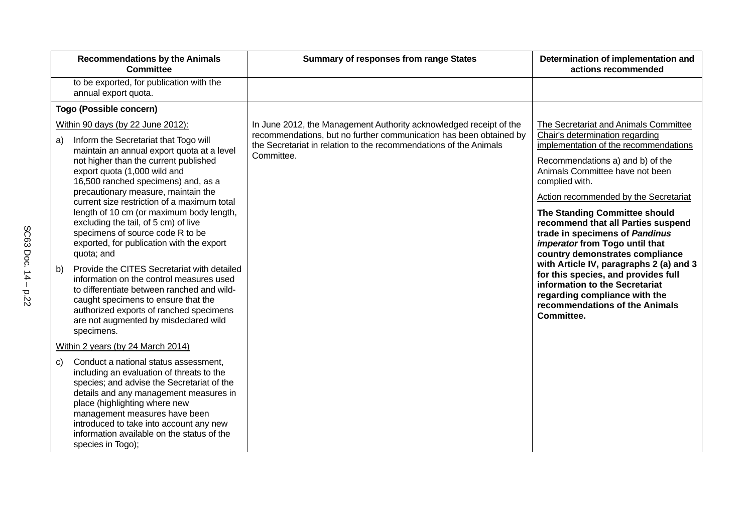| Recommendations by the Animals Committee | Summary of responses from range States | Determination of implementation and actions recommended |
|---|---|---|
| to be exported, for publication with the annual export quota. | | |
| **Togo (Possible concern)**<br><br>Within 90 days (by 22 June 2012):<br><br>a) Inform the Secretariat that Togo will maintain an annual export quota at a level not higher than the current published export quota (1,000 wild and 16,500 ranched specimens) and, as a precautionary measure, maintain the current size restriction of a maximum total length of 10 cm (or maximum body length, excluding the tail, of 5 cm) of live specimens of source code R to be exported, for publication with the export quota; and<br><br>b) Provide the CITES Secretariat with detailed information on the control measures used to differentiate between ranched and wild-caught specimens to ensure that the authorized exports of ranched specimens are not augmented by misdeclared wild specimens.<br><br>Within 2 years (by 24 March 2014)<br><br>c) Conduct a national status assessment, including an evaluation of threats to the species; and advise the Secretariat of the details and any management measures in place (highlighting where new management measures have been introduced to take into account any new information available on the status of the species in Togo); | In June 2012, the Management Authority acknowledged receipt of the recommendations, but no further communication has been obtained by the Secretariat in relation to the recommendations of the Animals Committee. | The Secretariat and Animals Committee Chair's determination regarding implementation of the recommendations<br><br>Recommendations a) and b) of the Animals Committee have not been complied with.<br><br>Action recommended by the Secretariat<br><br>**The Standing Committee should recommend that all Parties suspend trade in specimens of *Pandinus imperator* from Togo until that country demonstrates compliance with Article IV, paragraphs 2 (a) and 3 for this species, and provides full information to the Secretariat regarding compliance with the recommendations of the Animals Committee.** |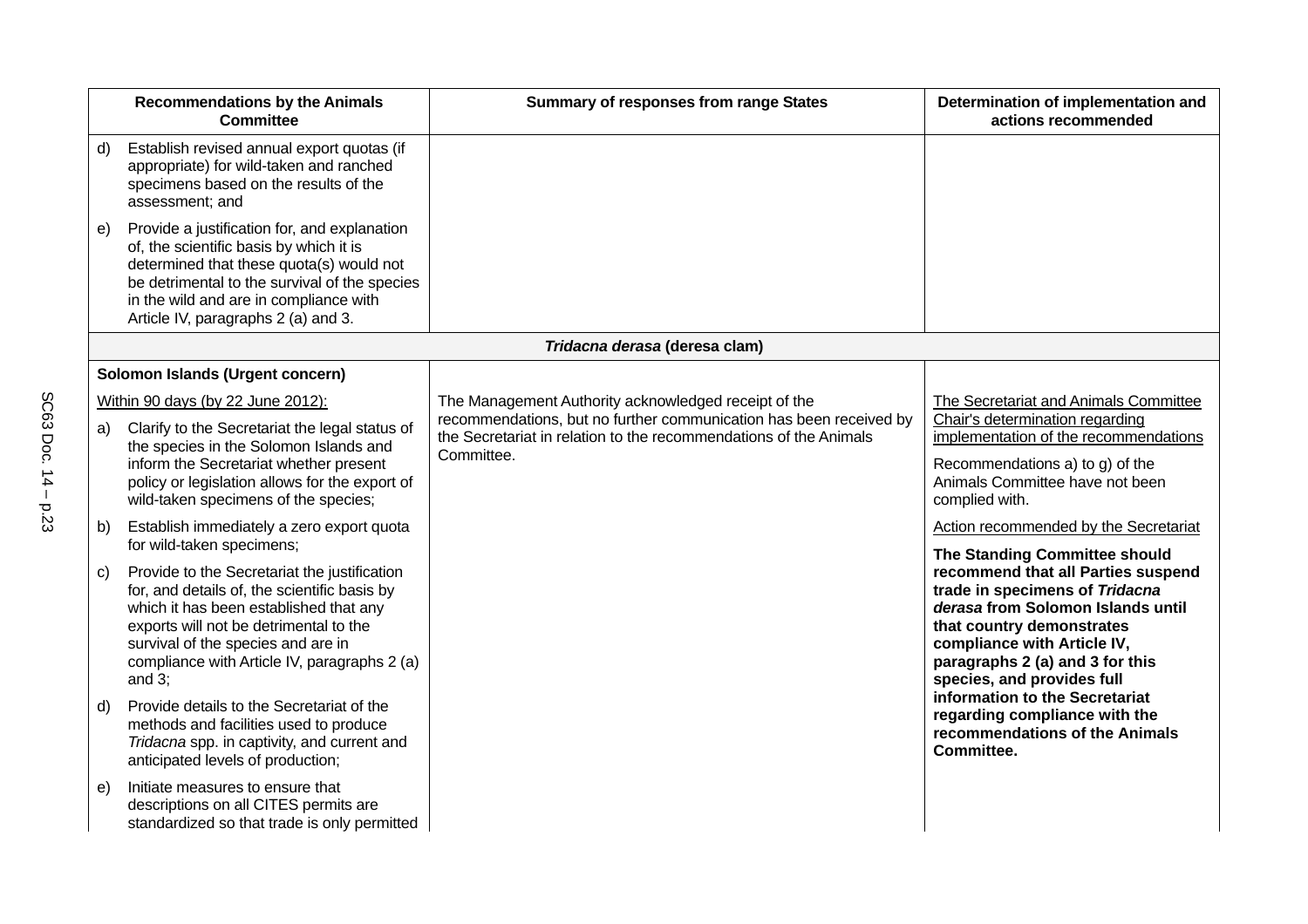| Recommendations by the Animals Committee | Summary of responses from range States | Determination of implementation and actions recommended |
|---|---|---|
| d) Establish revised annual export quotas (if appropriate) for wild-taken and ranched specimens based on the results of the assessment; and<br><br>e) Provide a justification for, and explanation of, the scientific basis by which it is determined that these quota(s) would not be detrimental to the survival of the species in the wild and are in compliance with Article IV, paragraphs 2 (a) and 3. | | |
| | ***Tridacna derasa* (deresa clam)** | |
| **Solomon Islands (Urgent concern)**<br><br>Within 90 days (by 22 June 2012):<br><br>a) Clarify to the Secretariat the legal status of the species in the Solomon Islands and inform the Secretariat whether present policy or legislation allows for the export of wild-taken specimens of the species;<br><br>b) Establish immediately a zero export quota for wild-taken specimens;<br><br>c) Provide to the Secretariat the justification for, and details of, the scientific basis by which it has been established that any exports will not be detrimental to the survival of the species and are in compliance with Article IV, paragraphs 2 (a) and 3;<br><br>d) Provide details to the Secretariat of the methods and facilities used to produce *Tridacna* spp. in captivity, and current and anticipated levels of production;<br><br>e) Initiate measures to ensure that descriptions on all CITES permits are standardized so that trade is only permitted | The Management Authority acknowledged receipt of the recommendations, but no further communication has been received by the Secretariat in relation to the recommendations of the Animals Committee. | The Secretariat and Animals Committee Chair's determination regarding implementation of the recommendations<br><br>Recommendations a) to g) of the Animals Committee have not been complied with.<br><br>Action recommended by the Secretariat<br><br>**The Standing Committee should recommend that all Parties suspend trade in specimens of *Tridacna derasa* from Solomon Islands until that country demonstrates compliance with Article IV, paragraphs 2 (a) and 3 for this species, and provides full information to the Secretariat regarding compliance with the recommendations of the Animals Committee.** |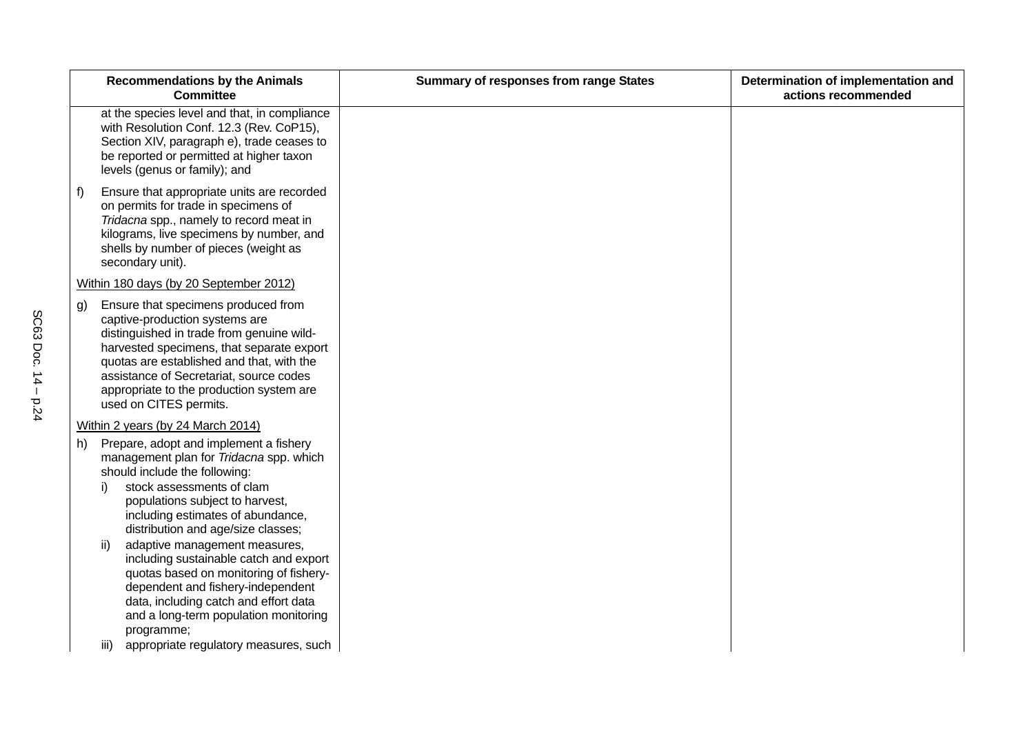| Recommendations by the Animals Committee | Summary of responses from range States | Determination of implementation and actions recommended |
|---|---|---|
| at the species level and that, in compliance with Resolution Conf. 12.3 (Rev. CoP15), Section XIV, paragraph e), trade ceases to be reported or permitted at higher taxon levels (genus or family); and<br><br>f) Ensure that appropriate units are recorded on permits for trade in specimens of *Tridacna* spp., namely to record meat in kilograms, live specimens by number, and shells by number of pieces (weight as secondary unit).<br><br>Within 180 days (by 20 September 2012)<br><br>g) Ensure that specimens produced from captive-production systems are distinguished in trade from genuine wild-harvested specimens, that separate export quotas are established and that, with the assistance of Secretariat, source codes appropriate to the production system are used on CITES permits.<br><br>Within 2 years (by 24 March 2014)<br><br>h) Prepare, adopt and implement a fishery management plan for *Tridacna* spp. which should include the following:<br>i) stock assessments of clam populations subject to harvest, including estimates of abundance, distribution and age/size classes;<br>ii) adaptive management measures, including sustainable catch and export quotas based on monitoring of fishery-dependent and fishery-independent data, including catch and effort data and a long-term population monitoring programme;<br>iii) appropriate regulatory measures, such | | |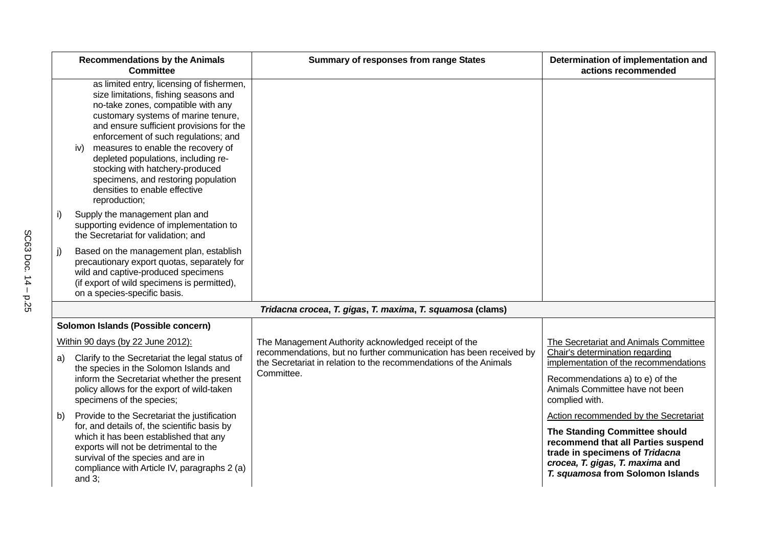| Recommendations by the Animals Committee | Summary of responses from range States | Determination of implementation and actions recommended |
|---|---|---|
| as limited entry, licensing of fishermen, size limitations, fishing seasons and no-take zones, compatible with any customary systems of marine tenure, and ensure sufficient provisions for the enforcement of such regulations; and<br>iv) measures to enable the recovery of depleted populations, including re-stocking with hatchery-produced specimens, and restoring population densities to enable effective reproduction;<br>i) Supply the management plan and supporting evidence of implementation to the Secretariat for validation; and<br>j) Based on the management plan, establish precautionary export quotas, separately for wild and captive-produced specimens (if export of wild specimens is permitted), on a species-specific basis. | | |
| ***Tridacna crocea*, *T. gigas*, *T. maxima*, *T. squamosa* (clams)** | | |
| **Solomon Islands (Possible concern)**<br>Within 90 days (by 22 June 2012):<br>a) Clarify to the Secretariat the legal status of the species in the Solomon Islands and inform the Secretariat whether the present policy allows for the export of wild-taken specimens of the species;<br>b) Provide to the Secretariat the justification for, and details of, the scientific basis by which it has been established that any exports will not be detrimental to the survival of the species and are in compliance with Article IV, paragraphs 2 (a) and 3; | The Management Authority acknowledged receipt of the recommendations, but no further communication has been received by the Secretariat in relation to the recommendations of the Animals Committee. | The Secretariat and Animals Committee Chair's determination regarding implementation of the recommendations<br>Recommendations a) to e) of the Animals Committee have not been complied with.<br>Action recommended by the Secretariat<br>**The Standing Committee should recommend that all Parties suspend trade in specimens of *Tridacna crocea, T. gigas, T. maxima* and *T. squamosa* from Solomon Islands** |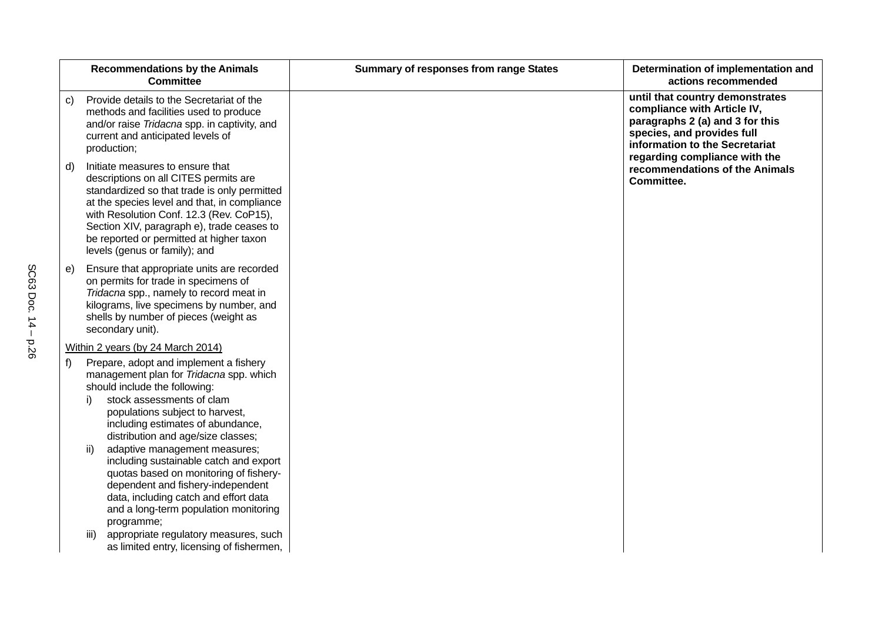| Recommendations by the Animals Committee | Summary of responses from range States | Determination of implementation and actions recommended |
|---|---|---|
| c) Provide details to the Secretariat of the methods and facilities used to produce and/or raise *Tridacna* spp. in captivity, and current and anticipated levels of production;<br><br>d) Initiate measures to ensure that descriptions on all CITES permits are standardized so that trade is only permitted at the species level and that, in compliance with Resolution Conf. 12.3 (Rev. CoP15), Section XIV, paragraph e), trade ceases to be reported or permitted at higher taxon levels (genus or family); and<br><br>e) Ensure that appropriate units are recorded on permits for trade in specimens of *Tridacna* spp., namely to record meat in kilograms, live specimens by number, and shells by number of pieces (weight as secondary unit).<br><br><u>Within 2 years (by 24 March 2014)</u><br><br>f) Prepare, adopt and implement a fishery management plan for *Tridacna* spp. which should include the following:<br>i) stock assessments of clam populations subject to harvest, including estimates of abundance, distribution and age/size classes;<br>ii) adaptive management measures; including sustainable catch and export quotas based on monitoring of fishery-dependent and fishery-independent data, including catch and effort data and a long-term population monitoring programme;<br>iii) appropriate regulatory measures, such as limited entry, licensing of fishermen, | | **until that country demonstrates compliance with Article IV, paragraphs 2 (a) and 3 for this species, and provides full information to the Secretariat regarding compliance with the recommendations of the Animals Committee.** |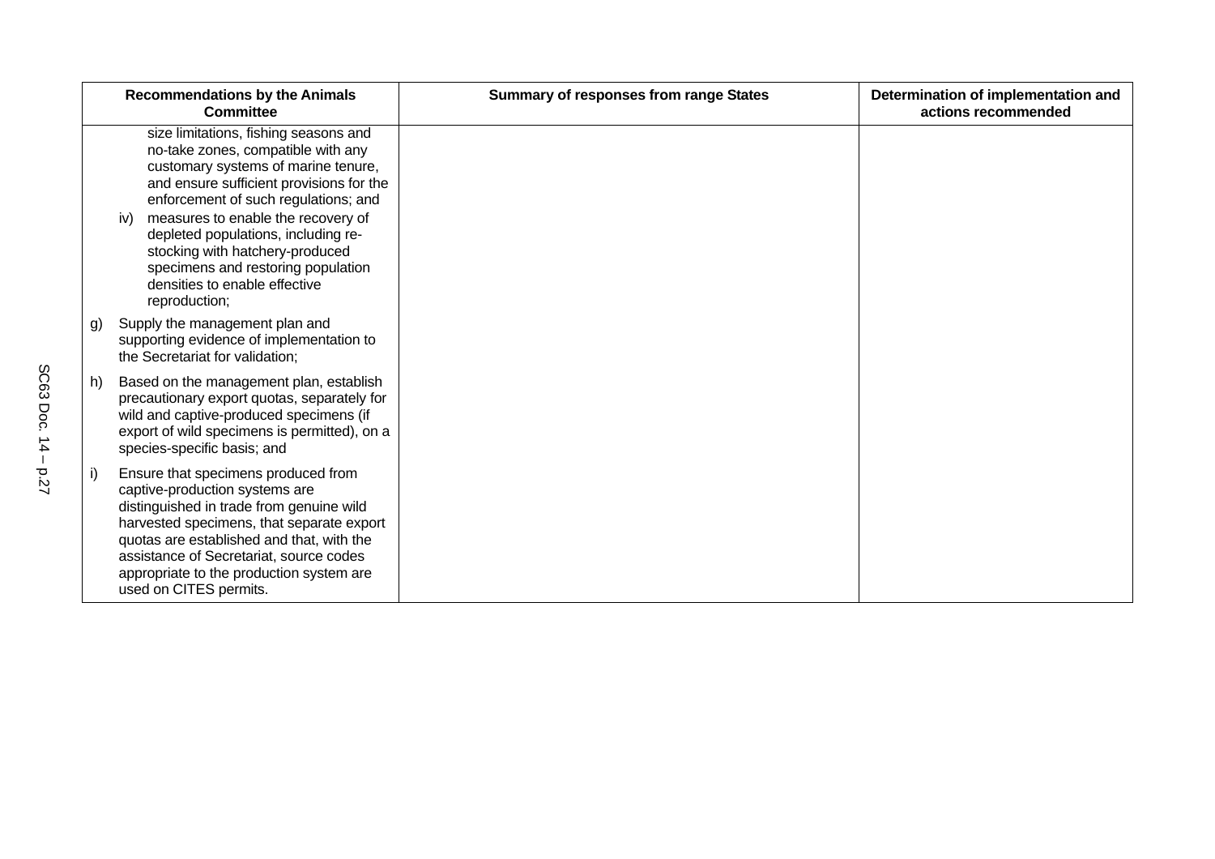| Recommendations by the Animals Committee | Summary of responses from range States | Determination of implementation and actions recommended |
|---|---|---|
| size limitations, fishing seasons and no-take zones, compatible with any customary systems of marine tenure, and ensure sufficient provisions for the enforcement of such regulations; and<br><br>iv) measures to enable the recovery of depleted populations, including re-stocking with hatchery-produced specimens and restoring population densities to enable effective reproduction;<br><br>g) Supply the management plan and supporting evidence of implementation to the Secretariat for validation;<br><br>h) Based on the management plan, establish precautionary export quotas, separately for wild and captive-produced specimens (if export of wild specimens is permitted), on a species-specific basis; and<br><br>i) Ensure that specimens produced from captive-production systems are distinguished in trade from genuine wild harvested specimens, that separate export quotas are established and that, with the assistance of Secretariat, source codes appropriate to the production system are used on CITES permits. | | |